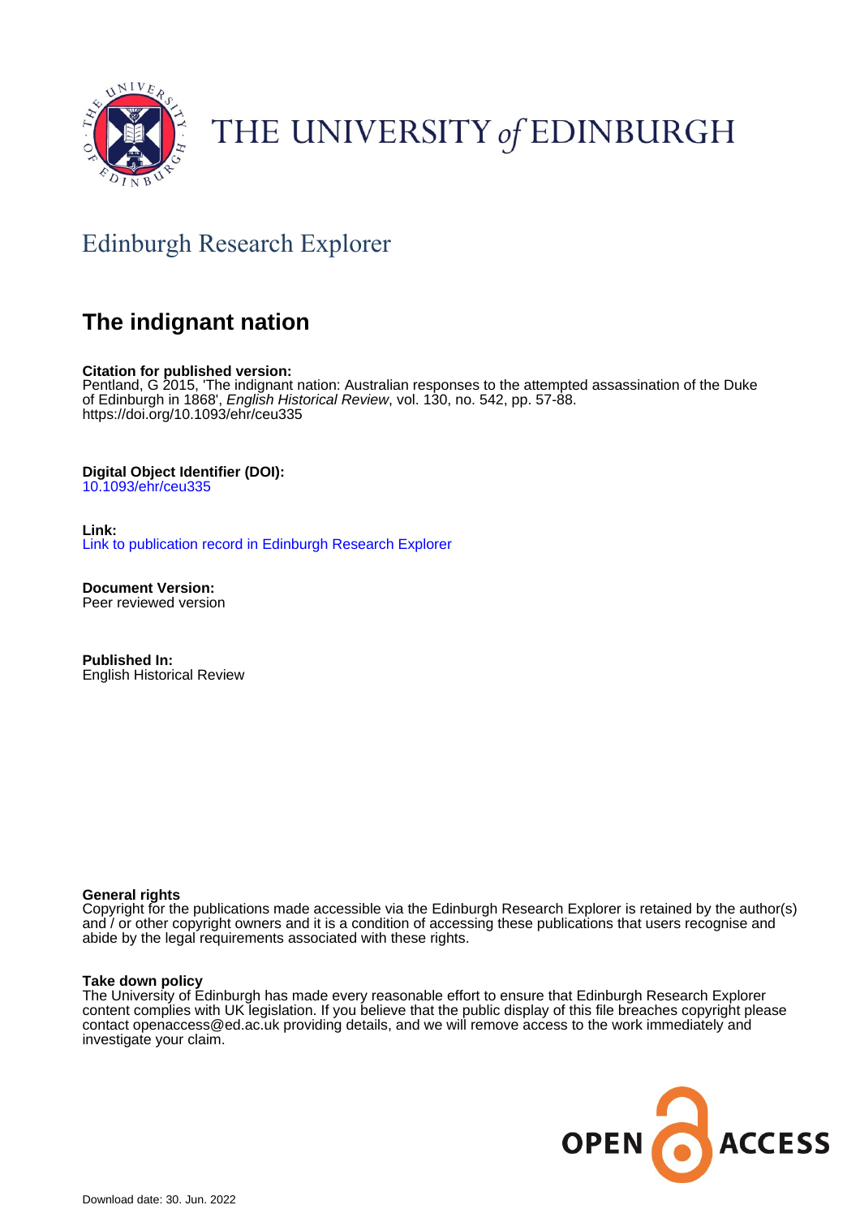THE UNIVERSITY of EDINBURGH

## Edinburgh Research Explorer

# The indignant nation

**Citation for published version:**
Pentland, G 2015, 'The indignant nation: Australian responses to the attempted assassination of the Duke of Edinburgh in 1868', *English Historical Review*, vol. 130, no. 542, pp. 57-88. https://doi.org/10.1093/ehr/ceu335

**Digital Object Identifier (DOI):**
10.1093/ehr/ceu335

**Link:**
Link to publication record in Edinburgh Research Explorer

**Document Version:**
Peer reviewed version

**Published In:**
English Historical Review

**General rights**
Copyright for the publications made accessible via the Edinburgh Research Explorer is retained by the author(s) and / or other copyright owners and it is a condition of accessing these publications that users recognise and abide by the legal requirements associated with these rights.

**Take down policy**
The University of Edinburgh has made every reasonable effort to ensure that Edinburgh Research Explorer content complies with UK legislation. If you believe that the public display of this file breaches copyright please contact openaccess@ed.ac.uk providing details, and we will remove access to the work immediately and investigate your claim.

Download date: 30. Jun. 2022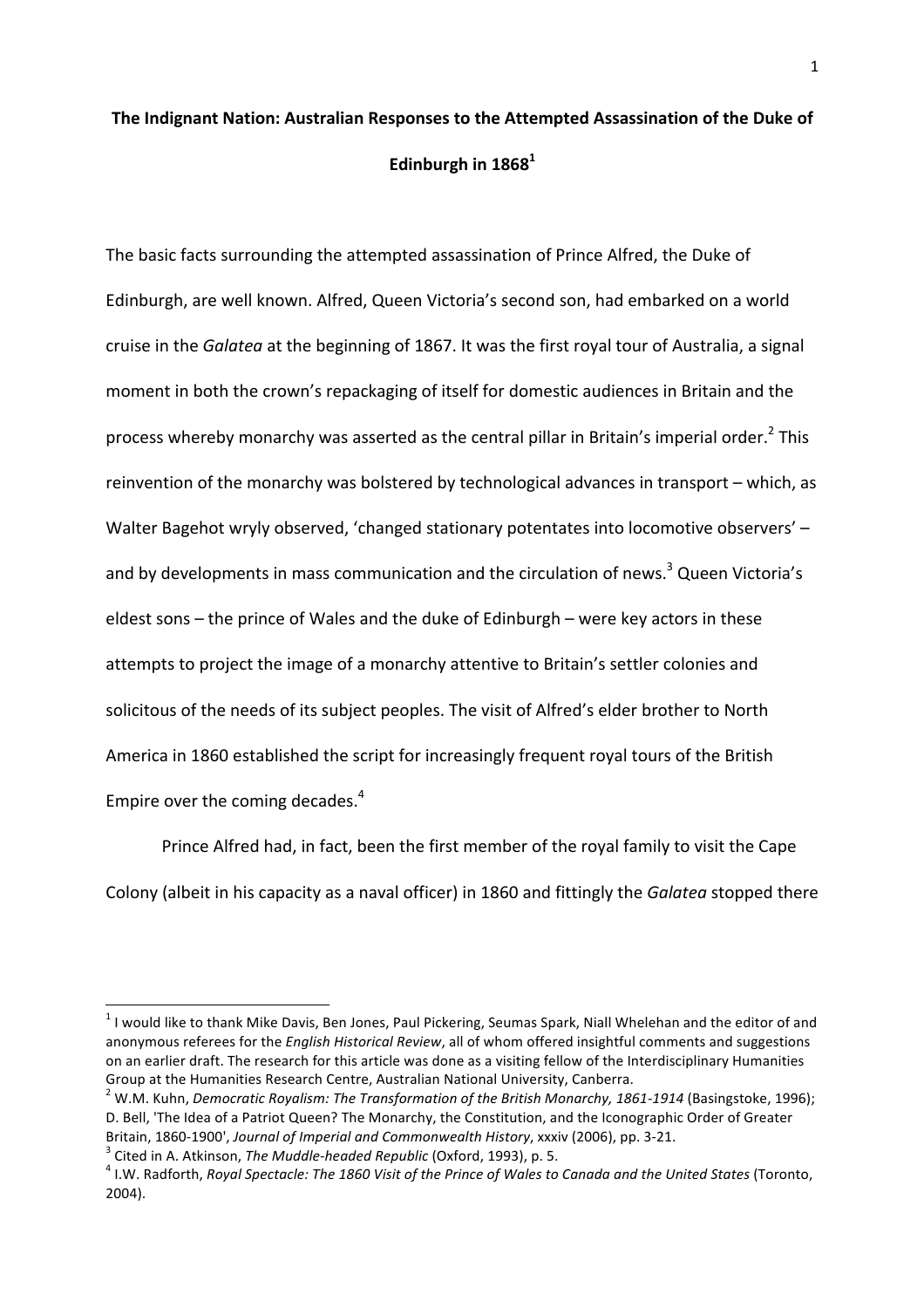**The Indignant Nation: Australian Responses to the Attempted Assassination of the Duke of Edinburgh in 1868[1]**

The basic facts surrounding the attempted assassination of Prince Alfred, the Duke of Edinburgh, are well known. Alfred, Queen Victoria's second son, had embarked on a world cruise in the *Galatea* at the beginning of 1867. It was the first royal tour of Australia, a signal moment in both the crown's repackaging of itself for domestic audiences in Britain and the process whereby monarchy was asserted as the central pillar in Britain's imperial order.[2] This reinvention of the monarchy was bolstered by technological advances in transport – which, as Walter Bagehot wryly observed, 'changed stationary potentates into locomotive observers' – and by developments in mass communication and the circulation of news.[3] Queen Victoria's eldest sons – the prince of Wales and the duke of Edinburgh – were key actors in these attempts to project the image of a monarchy attentive to Britain's settler colonies and solicitous of the needs of its subject peoples. The visit of Alfred's elder brother to North America in 1860 established the script for increasingly frequent royal tours of the British Empire over the coming decades.[4]

Prince Alfred had, in fact, been the first member of the royal family to visit the Cape Colony (albeit in his capacity as a naval officer) in 1860 and fittingly the *Galatea* stopped there

---

[1] I would like to thank Mike Davis, Ben Jones, Paul Pickering, Seumas Spark, Niall Whelehan and the editor of and anonymous referees for the *English Historical Review*, all of whom offered insightful comments and suggestions on an earlier draft. The research for this article was done as a visiting fellow of the Interdisciplinary Humanities Group at the Humanities Research Centre, Australian National University, Canberra.

[2] W.M. Kuhn, *Democratic Royalism: The Transformation of the British Monarchy, 1861-1914* (Basingstoke, 1996); D. Bell, 'The Idea of a Patriot Queen? The Monarchy, the Constitution, and the Iconographic Order of Greater Britain, 1860-1900', *Journal of Imperial and Commonwealth History*, xxxiv (2006), pp. 3-21.

[3] Cited in A. Atkinson, *The Muddle-headed Republic* (Oxford, 1993), p. 5.

[4] I.W. Radforth, *Royal Spectacle: The 1860 Visit of the Prince of Wales to Canada and the United States* (Toronto, 2004).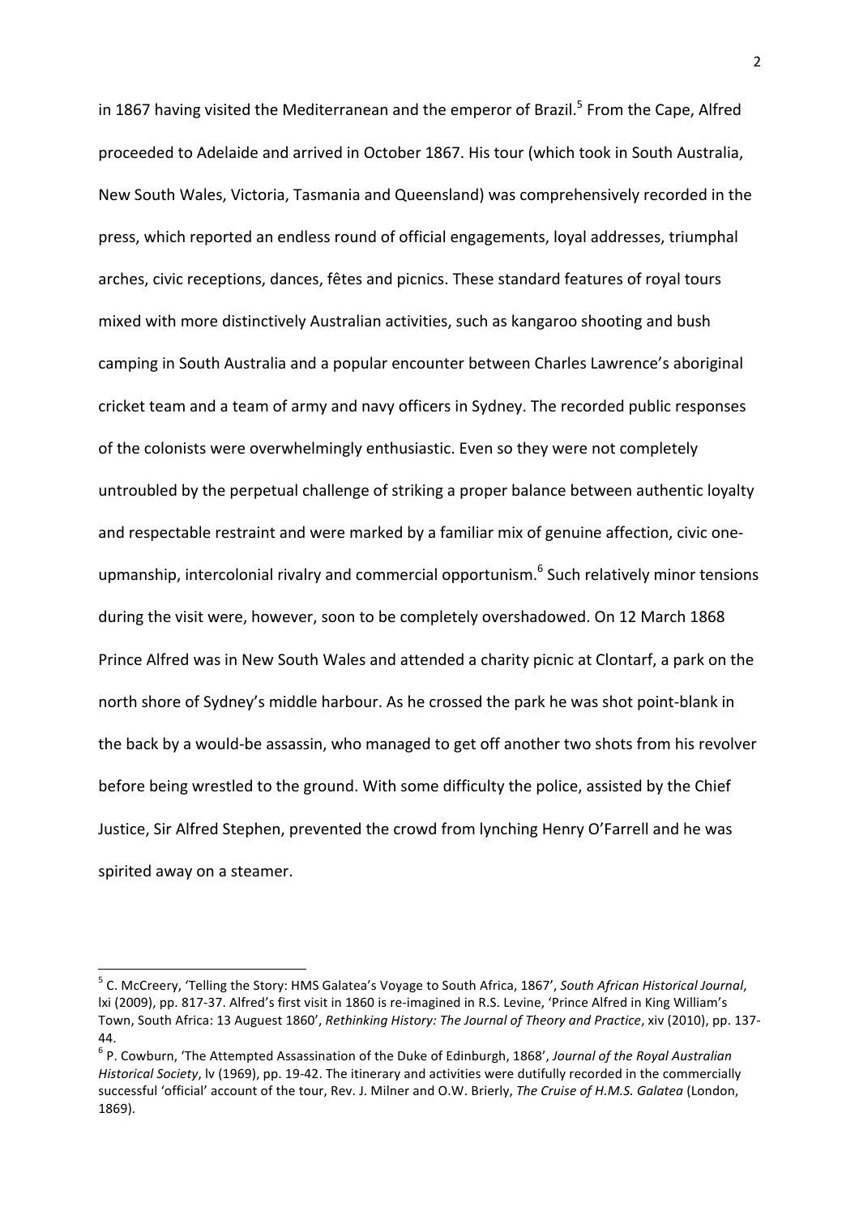in 1867 having visited the Mediterranean and the emperor of Brazil.[5] From the Cape, Alfred proceeded to Adelaide and arrived in October 1867. His tour (which took in South Australia, New South Wales, Victoria, Tasmania and Queensland) was comprehensively recorded in the press, which reported an endless round of official engagements, loyal addresses, triumphal arches, civic receptions, dances, fêtes and picnics. These standard features of royal tours mixed with more distinctively Australian activities, such as kangaroo shooting and bush camping in South Australia and a popular encounter between Charles Lawrence's aboriginal cricket team and a team of army and navy officers in Sydney. The recorded public responses of the colonists were overwhelmingly enthusiastic. Even so they were not completely untroubled by the perpetual challenge of striking a proper balance between authentic loyalty and respectable restraint and were marked by a familiar mix of genuine affection, civic one-upmanship, intercolonial rivalry and commercial opportunism.[6] Such relatively minor tensions during the visit were, however, soon to be completely overshadowed. On 12 March 1868 Prince Alfred was in New South Wales and attended a charity picnic at Clontarf, a park on the north shore of Sydney's middle harbour. As he crossed the park he was shot point-blank in the back by a would-be assassin, who managed to get off another two shots from his revolver before being wrestled to the ground. With some difficulty the police, assisted by the Chief Justice, Sir Alfred Stephen, prevented the crowd from lynching Henry O'Farrell and he was spirited away on a steamer.

---

[5] C. McCreery, 'Telling the Story: HMS Galatea's Voyage to South Africa, 1867', *South African Historical Journal*, lxi (2009), pp. 817-37. Alfred's first visit in 1860 is re-imagined in R.S. Levine, 'Prince Alfred in King William's Town, South Africa: 13 Auguest 1860', *Rethinking History: The Journal of Theory and Practice*, xiv (2010), pp. 137-44.

[6] P. Cowburn, 'The Attempted Assassination of the Duke of Edinburgh, 1868', *Journal of the Royal Australian Historical Society*, lv (1969), pp. 19-42. The itinerary and activities were dutifully recorded in the commercially successful 'official' account of the tour, Rev. J. Milner and O.W. Brierly, *The Cruise of H.M.S. Galatea* (London, 1869).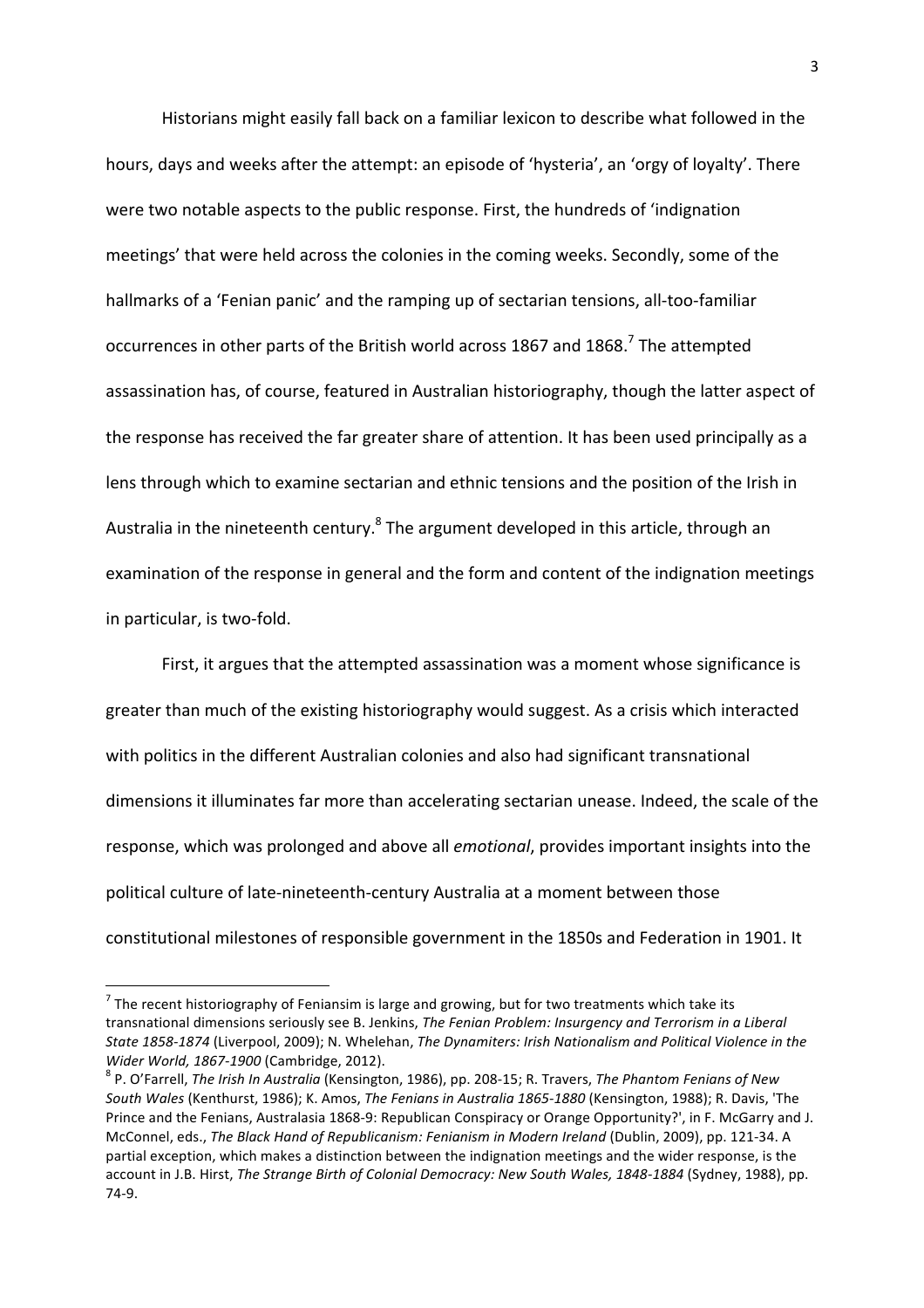Historians might easily fall back on a familiar lexicon to describe what followed in the hours, days and weeks after the attempt: an episode of 'hysteria', an 'orgy of loyalty'. There were two notable aspects to the public response. First, the hundreds of 'indignation meetings' that were held across the colonies in the coming weeks. Secondly, some of the hallmarks of a 'Fenian panic' and the ramping up of sectarian tensions, all-too-familiar occurrences in other parts of the British world across 1867 and 1868.[7] The attempted assassination has, of course, featured in Australian historiography, though the latter aspect of the response has received the far greater share of attention. It has been used principally as a lens through which to examine sectarian and ethnic tensions and the position of the Irish in Australia in the nineteenth century.[8] The argument developed in this article, through an examination of the response in general and the form and content of the indignation meetings in particular, is two-fold.

First, it argues that the attempted assassination was a moment whose significance is greater than much of the existing historiography would suggest. As a crisis which interacted with politics in the different Australian colonies and also had significant transnational dimensions it illuminates far more than accelerating sectarian unease. Indeed, the scale of the response, which was prolonged and above all *emotional*, provides important insights into the political culture of late-nineteenth-century Australia at a moment between those constitutional milestones of responsible government in the 1850s and Federation in 1901. It

---

[7] The recent historiography of Feniansim is large and growing, but for two treatments which take its transnational dimensions seriously see B. Jenkins, *The Fenian Problem: Insurgency and Terrorism in a Liberal State 1858-1874* (Liverpool, 2009); N. Whelehan, *The Dynamiters: Irish Nationalism and Political Violence in the Wider World, 1867-1900* (Cambridge, 2012).

[8] P. O'Farrell, *The Irish In Australia* (Kensington, 1986), pp. 208-15; R. Travers, *The Phantom Fenians of New South Wales* (Kenthurst, 1986); K. Amos, *The Fenians in Australia 1865-1880* (Kensington, 1988); R. Davis, 'The Prince and the Fenians, Australasia 1868-9: Republican Conspiracy or Orange Opportunity?', in F. McGarry and J. McConnel, eds., *The Black Hand of Republicanism: Fenianism in Modern Ireland* (Dublin, 2009), pp. 121-34. A partial exception, which makes a distinction between the indignation meetings and the wider response, is the account in J.B. Hirst, *The Strange Birth of Colonial Democracy: New South Wales, 1848-1884* (Sydney, 1988), pp. 74-9.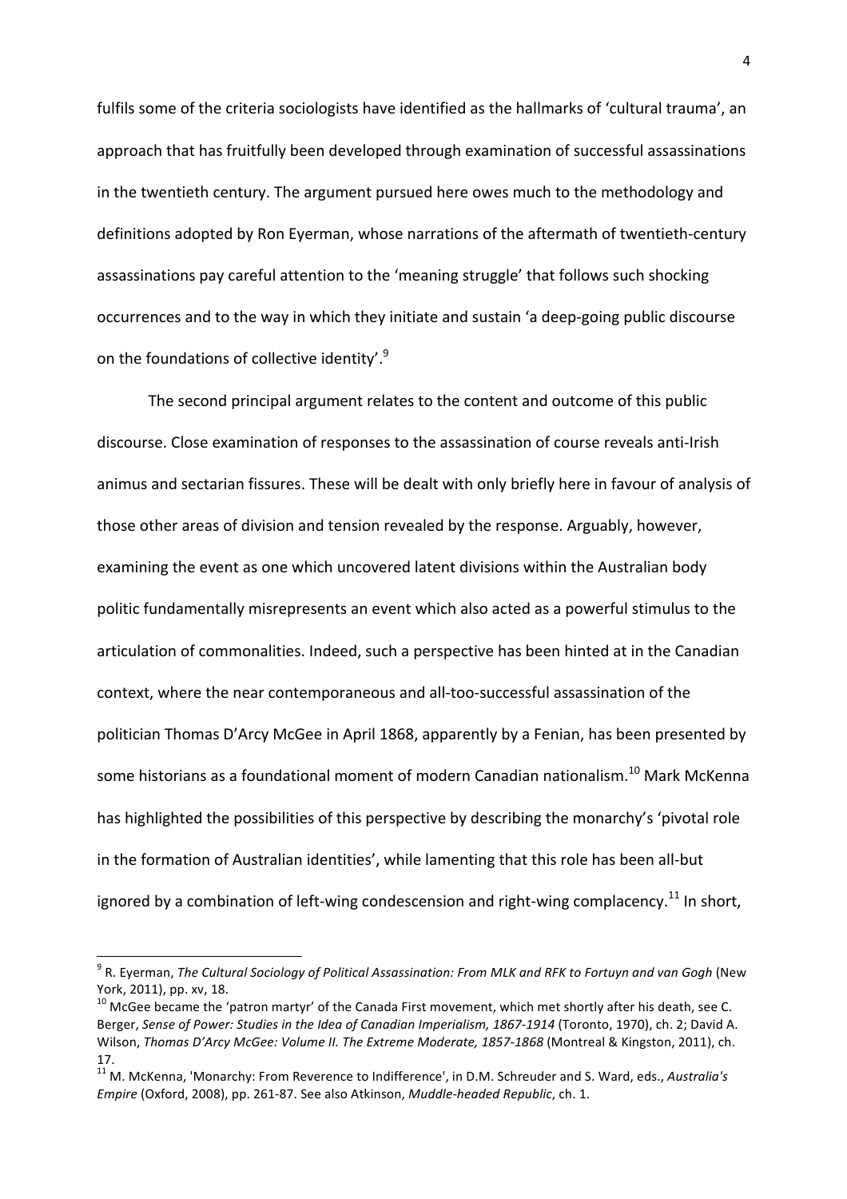fulfils some of the criteria sociologists have identified as the hallmarks of 'cultural trauma', an approach that has fruitfully been developed through examination of successful assassinations in the twentieth century. The argument pursued here owes much to the methodology and definitions adopted by Ron Eyerman, whose narrations of the aftermath of twentieth-century assassinations pay careful attention to the 'meaning struggle' that follows such shocking occurrences and to the way in which they initiate and sustain 'a deep-going public discourse on the foundations of collective identity'.[9]

The second principal argument relates to the content and outcome of this public discourse. Close examination of responses to the assassination of course reveals anti-Irish animus and sectarian fissures. These will be dealt with only briefly here in favour of analysis of those other areas of division and tension revealed by the response. Arguably, however, examining the event as one which uncovered latent divisions within the Australian body politic fundamentally misrepresents an event which also acted as a powerful stimulus to the articulation of commonalities. Indeed, such a perspective has been hinted at in the Canadian context, where the near contemporaneous and all-too-successful assassination of the politician Thomas D'Arcy McGee in April 1868, apparently by a Fenian, has been presented by some historians as a foundational moment of modern Canadian nationalism.[10] Mark McKenna has highlighted the possibilities of this perspective by describing the monarchy's 'pivotal role in the formation of Australian identities', while lamenting that this role has been all-but ignored by a combination of left-wing condescension and right-wing complacency.[11] In short,

---

[9] R. Eyerman, *The Cultural Sociology of Political Assassination: From MLK and RFK to Fortuyn and van Gogh* (New York, 2011), pp. xv, 18.

[10] McGee became the 'patron martyr' of the Canada First movement, which met shortly after his death, see C. Berger, *Sense of Power: Studies in the Idea of Canadian Imperialism, 1867-1914* (Toronto, 1970), ch. 2; David A. Wilson, *Thomas D'Arcy McGee: Volume II. The Extreme Moderate, 1857-1868* (Montreal & Kingston, 2011), ch. 17.

[11] M. McKenna, 'Monarchy: From Reverence to Indifference', in D.M. Schreuder and S. Ward, eds., *Australia's Empire* (Oxford, 2008), pp. 261-87. See also Atkinson, *Muddle-headed Republic*, ch. 1.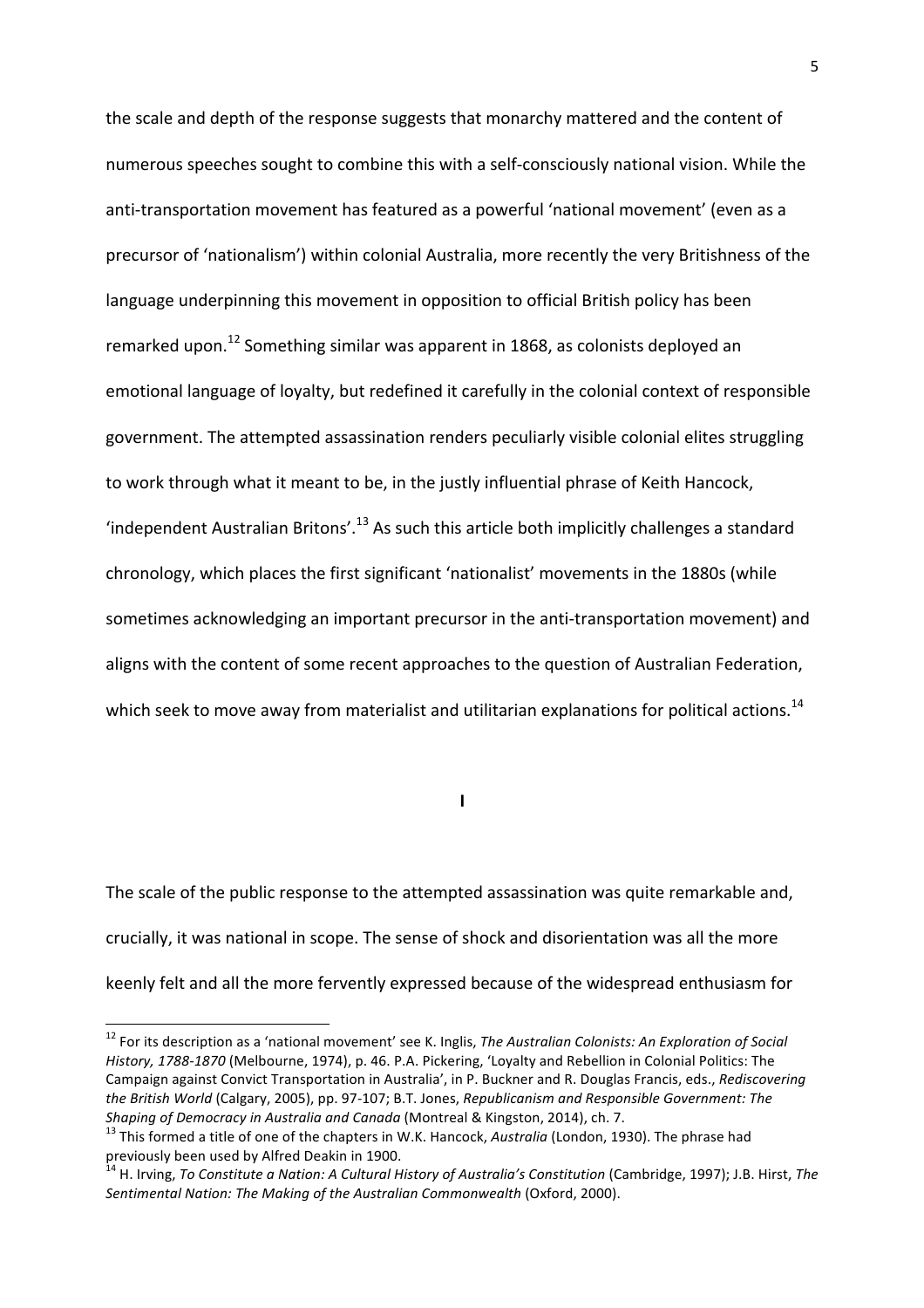the scale and depth of the response suggests that monarchy mattered and the content of numerous speeches sought to combine this with a self-consciously national vision. While the anti-transportation movement has featured as a powerful 'national movement' (even as a precursor of 'nationalism') within colonial Australia, more recently the very Britishness of the language underpinning this movement in opposition to official British policy has been remarked upon.[12] Something similar was apparent in 1868, as colonists deployed an emotional language of loyalty, but redefined it carefully in the colonial context of responsible government. The attempted assassination renders peculiarly visible colonial elites struggling to work through what it meant to be, in the justly influential phrase of Keith Hancock, 'independent Australian Britons'.[13] As such this article both implicitly challenges a standard chronology, which places the first significant 'nationalist' movements in the 1880s (while sometimes acknowledging an important precursor in the anti-transportation movement) and aligns with the content of some recent approaches to the question of Australian Federation, which seek to move away from materialist and utilitarian explanations for political actions.[14]

## I

The scale of the public response to the attempted assassination was quite remarkable and, crucially, it was national in scope. The sense of shock and disorientation was all the more keenly felt and all the more fervently expressed because of the widespread enthusiasm for

---

[12] For its description as a 'national movement' see K. Inglis, *The Australian Colonists: An Exploration of Social History, 1788-1870* (Melbourne, 1974), p. 46. P.A. Pickering, 'Loyalty and Rebellion in Colonial Politics: The Campaign against Convict Transportation in Australia', in P. Buckner and R. Douglas Francis, eds., *Rediscovering the British World* (Calgary, 2005), pp. 97-107; B.T. Jones, *Republicanism and Responsible Government: The Shaping of Democracy in Australia and Canada* (Montreal & Kingston, 2014), ch. 7.

[13] This formed a title of one of the chapters in W.K. Hancock, *Australia* (London, 1930). The phrase had previously been used by Alfred Deakin in 1900.

[14] H. Irving, *To Constitute a Nation: A Cultural History of Australia's Constitution* (Cambridge, 1997); J.B. Hirst, *The Sentimental Nation: The Making of the Australian Commonwealth* (Oxford, 2000).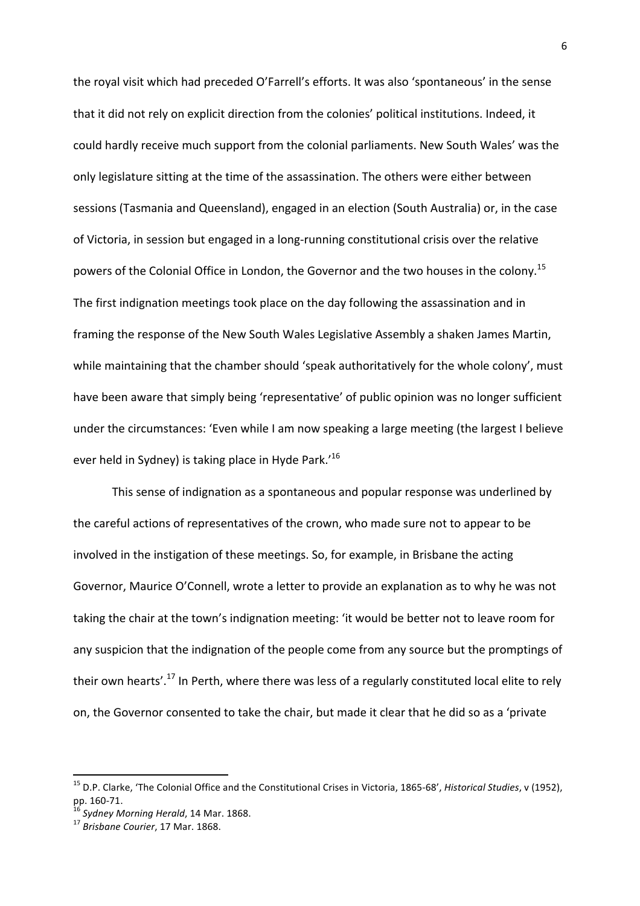the royal visit which had preceded O'Farrell's efforts. It was also 'spontaneous' in the sense that it did not rely on explicit direction from the colonies' political institutions. Indeed, it could hardly receive much support from the colonial parliaments. New South Wales' was the only legislature sitting at the time of the assassination. The others were either between sessions (Tasmania and Queensland), engaged in an election (South Australia) or, in the case of Victoria, in session but engaged in a long-running constitutional crisis over the relative powers of the Colonial Office in London, the Governor and the two houses in the colony.[15] The first indignation meetings took place on the day following the assassination and in framing the response of the New South Wales Legislative Assembly a shaken James Martin, while maintaining that the chamber should 'speak authoritatively for the whole colony', must have been aware that simply being 'representative' of public opinion was no longer sufficient under the circumstances: 'Even while I am now speaking a large meeting (the largest I believe ever held in Sydney) is taking place in Hyde Park.'[16]

This sense of indignation as a spontaneous and popular response was underlined by the careful actions of representatives of the crown, who made sure not to appear to be involved in the instigation of these meetings. So, for example, in Brisbane the acting Governor, Maurice O'Connell, wrote a letter to provide an explanation as to why he was not taking the chair at the town's indignation meeting: 'it would be better not to leave room for any suspicion that the indignation of the people come from any source but the promptings of their own hearts'.[17] In Perth, where there was less of a regularly constituted local elite to rely on, the Governor consented to take the chair, but made it clear that he did so as a 'private

[15] D.P. Clarke, 'The Colonial Office and the Constitutional Crises in Victoria, 1865-68', *Historical Studies*, v (1952), pp. 160-71.

[16] *Sydney Morning Herald*, 14 Mar. 1868.

[17] *Brisbane Courier*, 17 Mar. 1868.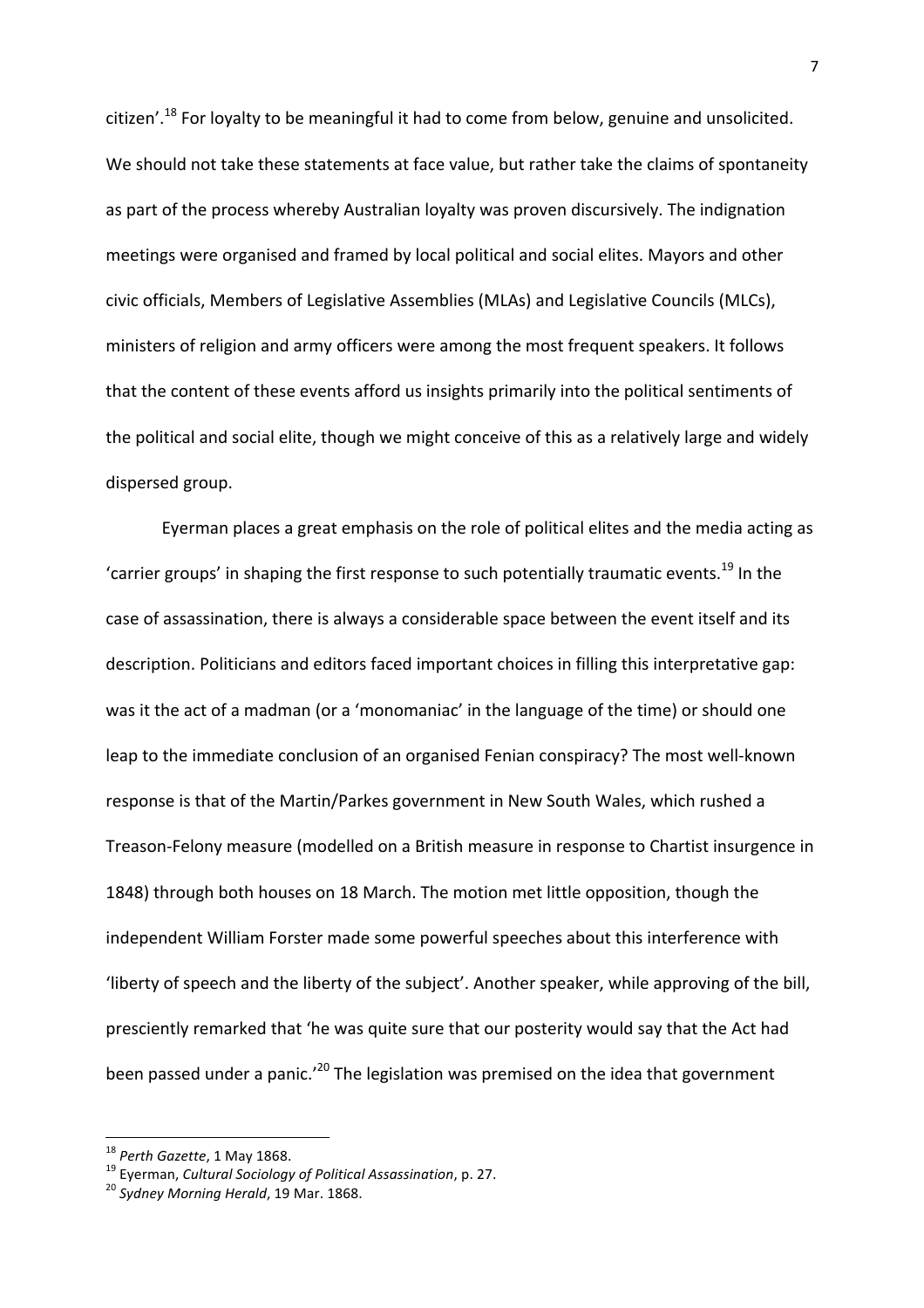citizen'.[18] For loyalty to be meaningful it had to come from below, genuine and unsolicited. We should not take these statements at face value, but rather take the claims of spontaneity as part of the process whereby Australian loyalty was proven discursively. The indignation meetings were organised and framed by local political and social elites. Mayors and other civic officials, Members of Legislative Assemblies (MLAs) and Legislative Councils (MLCs), ministers of religion and army officers were among the most frequent speakers. It follows that the content of these events afford us insights primarily into the political sentiments of the political and social elite, though we might conceive of this as a relatively large and widely dispersed group.

Eyerman places a great emphasis on the role of political elites and the media acting as 'carrier groups' in shaping the first response to such potentially traumatic events.[19] In the case of assassination, there is always a considerable space between the event itself and its description. Politicians and editors faced important choices in filling this interpretative gap: was it the act of a madman (or a 'monomaniac' in the language of the time) or should one leap to the immediate conclusion of an organised Fenian conspiracy? The most well-known response is that of the Martin/Parkes government in New South Wales, which rushed a Treason-Felony measure (modelled on a British measure in response to Chartist insurgence in 1848) through both houses on 18 March. The motion met little opposition, though the independent William Forster made some powerful speeches about this interference with 'liberty of speech and the liberty of the subject'. Another speaker, while approving of the bill, presciently remarked that 'he was quite sure that our posterity would say that the Act had been passed under a panic.'[20] The legislation was premised on the idea that government

[18] *Perth Gazette*, 1 May 1868.
[19] Eyerman, *Cultural Sociology of Political Assassination*, p. 27.
[20] *Sydney Morning Herald*, 19 Mar. 1868.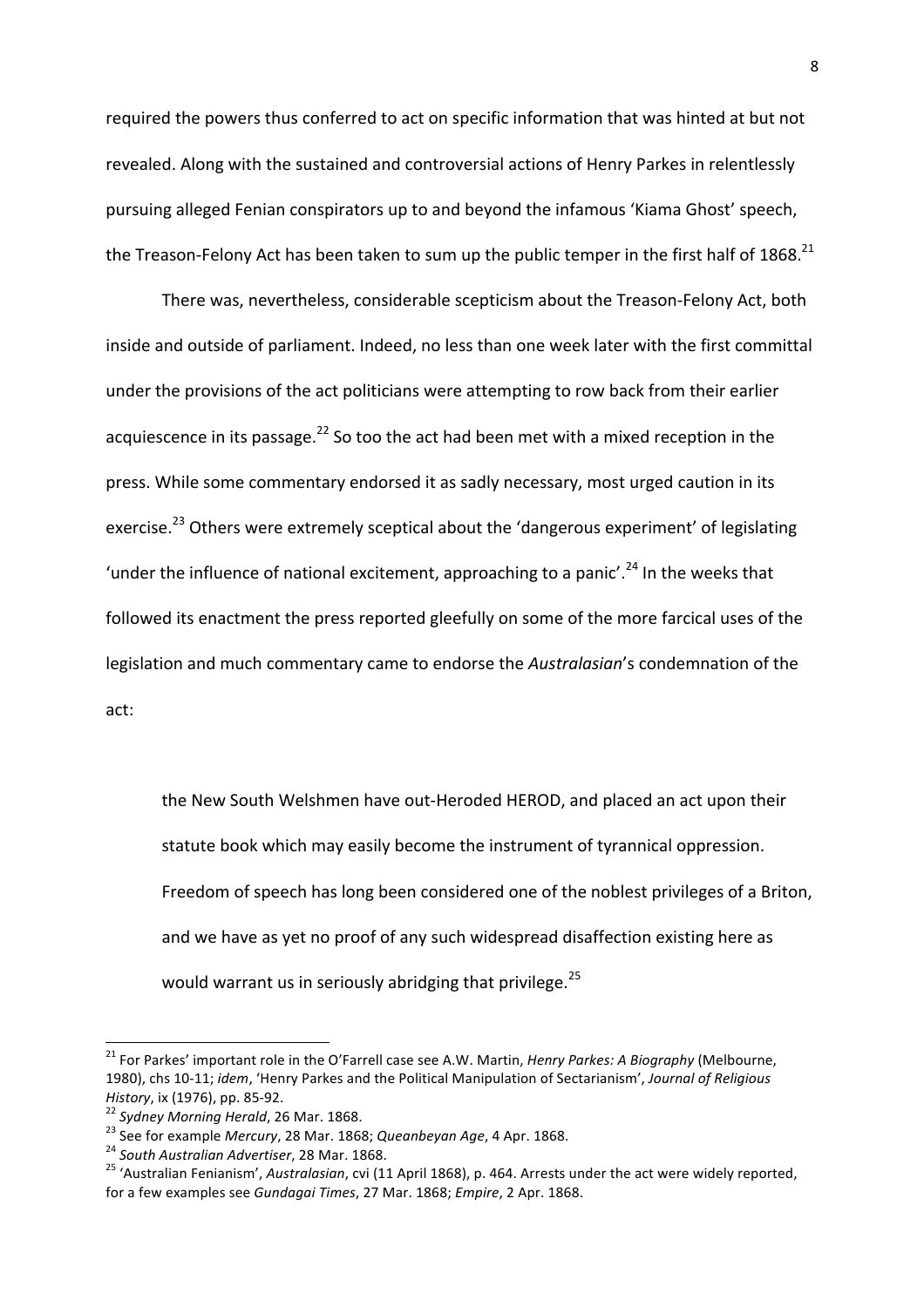required the powers thus conferred to act on specific information that was hinted at but not revealed. Along with the sustained and controversial actions of Henry Parkes in relentlessly pursuing alleged Fenian conspirators up to and beyond the infamous 'Kiama Ghost' speech, the Treason-Felony Act has been taken to sum up the public temper in the first half of 1868.[21]

There was, nevertheless, considerable scepticism about the Treason-Felony Act, both inside and outside of parliament. Indeed, no less than one week later with the first committal under the provisions of the act politicians were attempting to row back from their earlier acquiescence in its passage.[22] So too the act had been met with a mixed reception in the press. While some commentary endorsed it as sadly necessary, most urged caution in its exercise.[23] Others were extremely sceptical about the 'dangerous experiment' of legislating 'under the influence of national excitement, approaching to a panic'.[24] In the weeks that followed its enactment the press reported gleefully on some of the more farcical uses of the legislation and much commentary came to endorse the *Australasian*'s condemnation of the act:

> the New South Welshmen have out-Heroded HEROD, and placed an act upon their statute book which may easily become the instrument of tyrannical oppression. Freedom of speech has long been considered one of the noblest privileges of a Briton, and we have as yet no proof of any such widespread disaffection existing here as would warrant us in seriously abridging that privilege.[25]

---

[21] For Parkes' important role in the O'Farrell case see A.W. Martin, *Henry Parkes: A Biography* (Melbourne, 1980), chs 10-11; *idem*, 'Henry Parkes and the Political Manipulation of Sectarianism', *Journal of Religious History*, ix (1976), pp. 85-92.

[22] *Sydney Morning Herald*, 26 Mar. 1868.

[23] See for example *Mercury*, 28 Mar. 1868; *Queanbeyan Age*, 4 Apr. 1868.

[24] *South Australian Advertiser*, 28 Mar. 1868.

[25] 'Australian Fenianism', *Australasian*, cvi (11 April 1868), p. 464. Arrests under the act were widely reported, for a few examples see *Gundagai Times*, 27 Mar. 1868; *Empire*, 2 Apr. 1868.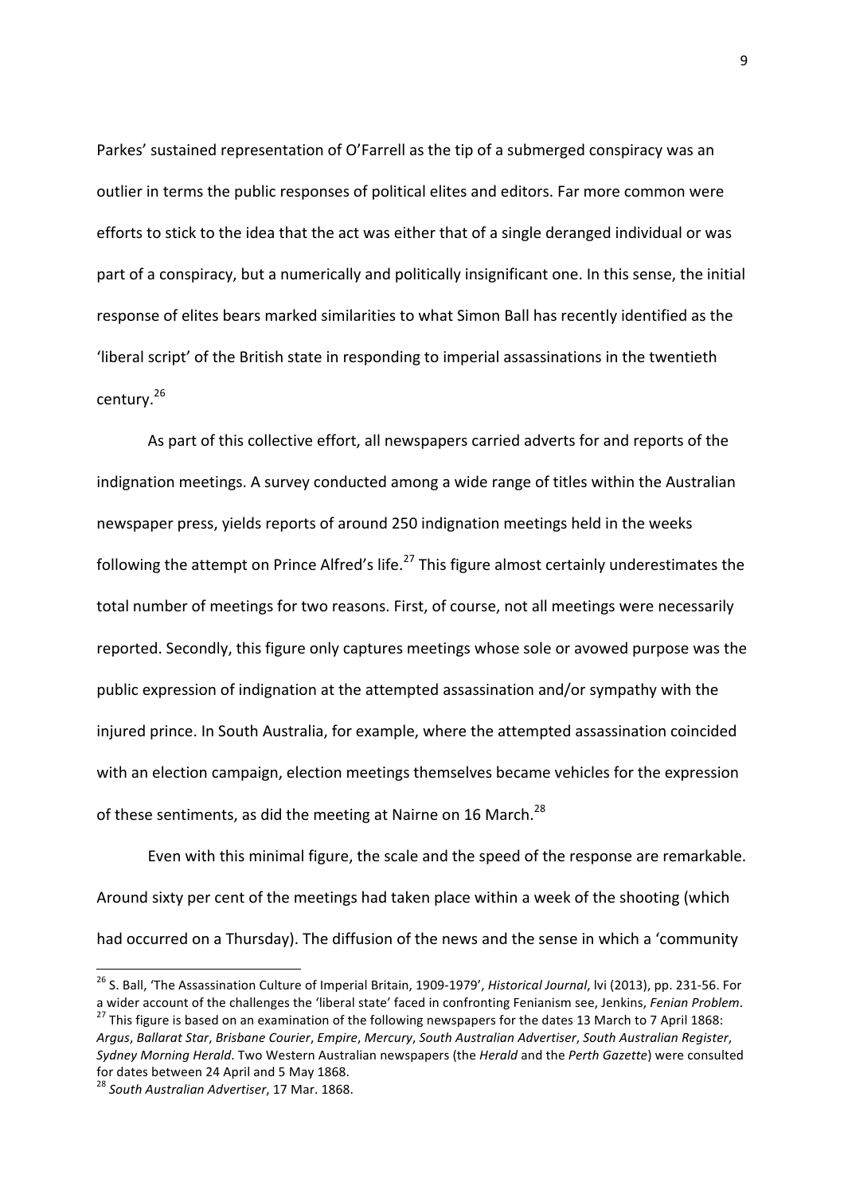Parkes' sustained representation of O'Farrell as the tip of a submerged conspiracy was an outlier in terms the public responses of political elites and editors. Far more common were efforts to stick to the idea that the act was either that of a single deranged individual or was part of a conspiracy, but a numerically and politically insignificant one. In this sense, the initial response of elites bears marked similarities to what Simon Ball has recently identified as the 'liberal script' of the British state in responding to imperial assassinations in the twentieth century.[26]

As part of this collective effort, all newspapers carried adverts for and reports of the indignation meetings. A survey conducted among a wide range of titles within the Australian newspaper press, yields reports of around 250 indignation meetings held in the weeks following the attempt on Prince Alfred's life.[27] This figure almost certainly underestimates the total number of meetings for two reasons. First, of course, not all meetings were necessarily reported. Secondly, this figure only captures meetings whose sole or avowed purpose was the public expression of indignation at the attempted assassination and/or sympathy with the injured prince. In South Australia, for example, where the attempted assassination coincided with an election campaign, election meetings themselves became vehicles for the expression of these sentiments, as did the meeting at Nairne on 16 March.[28]

Even with this minimal figure, the scale and the speed of the response are remarkable. Around sixty per cent of the meetings had taken place within a week of the shooting (which had occurred on a Thursday). The diffusion of the news and the sense in which a 'community

---

[26] S. Ball, 'The Assassination Culture of Imperial Britain, 1909-1979', *Historical Journal*, lvi (2013), pp. 231-56. For a wider account of the challenges the 'liberal state' faced in confronting Fenianism see, Jenkins, *Fenian Problem*.

[27] This figure is based on an examination of the following newspapers for the dates 13 March to 7 April 1868: *Argus*, *Ballarat Star*, *Brisbane Courier*, *Empire*, *Mercury*, *South Australian Advertiser*, *South Australian Register*, *Sydney Morning Herald*. Two Western Australian newspapers (the *Herald* and the *Perth Gazette*) were consulted for dates between 24 April and 5 May 1868.

[28] *South Australian Advertiser*, 17 Mar. 1868.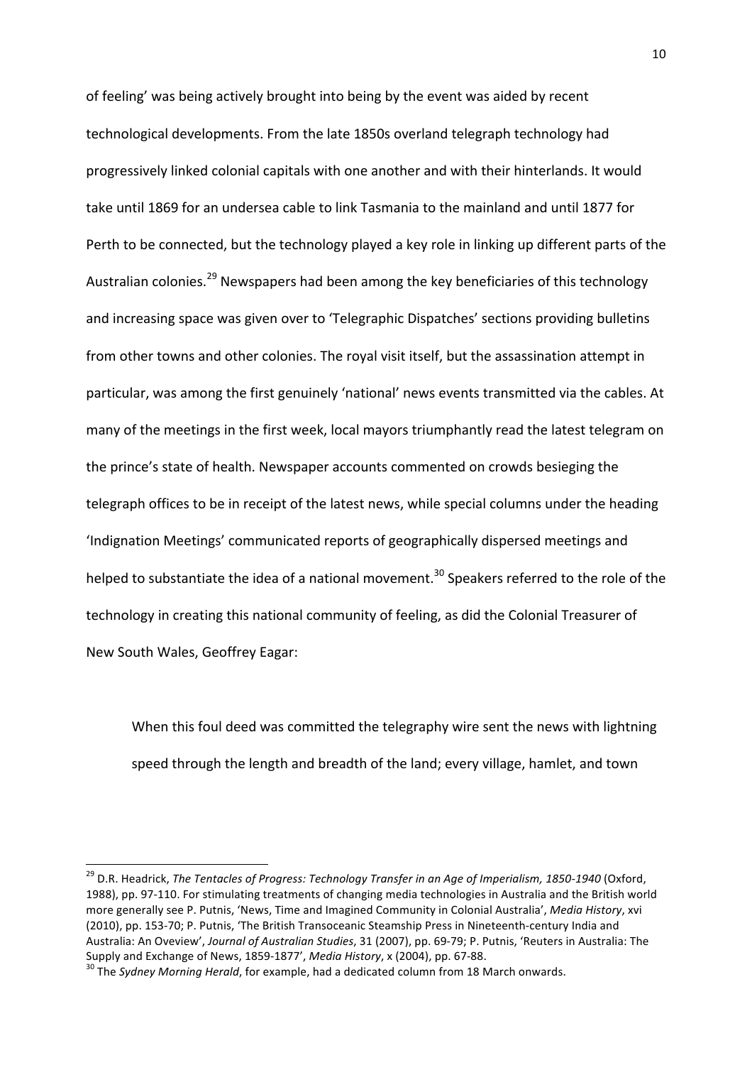of feeling' was being actively brought into being by the event was aided by recent technological developments. From the late 1850s overland telegraph technology had progressively linked colonial capitals with one another and with their hinterlands. It would take until 1869 for an undersea cable to link Tasmania to the mainland and until 1877 for Perth to be connected, but the technology played a key role in linking up different parts of the Australian colonies.[29] Newspapers had been among the key beneficiaries of this technology and increasing space was given over to 'Telegraphic Dispatches' sections providing bulletins from other towns and other colonies. The royal visit itself, but the assassination attempt in particular, was among the first genuinely 'national' news events transmitted via the cables. At many of the meetings in the first week, local mayors triumphantly read the latest telegram on the prince's state of health. Newspaper accounts commented on crowds besieging the telegraph offices to be in receipt of the latest news, while special columns under the heading 'Indignation Meetings' communicated reports of geographically dispersed meetings and helped to substantiate the idea of a national movement.[30] Speakers referred to the role of the technology in creating this national community of feeling, as did the Colonial Treasurer of New South Wales, Geoffrey Eagar:

> When this foul deed was committed the telegraphy wire sent the news with lightning speed through the length and breadth of the land; every village, hamlet, and town

---

[29] D.R. Headrick, *The Tentacles of Progress: Technology Transfer in an Age of Imperialism, 1850-1940* (Oxford, 1988), pp. 97-110. For stimulating treatments of changing media technologies in Australia and the British world more generally see P. Putnis, 'News, Time and Imagined Community in Colonial Australia', *Media History*, xvi (2010), pp. 153-70; P. Putnis, 'The British Transoceanic Steamship Press in Nineteenth-century India and Australia: An Oveview', *Journal of Australian Studies*, 31 (2007), pp. 69-79; P. Putnis, 'Reuters in Australia: The Supply and Exchange of News, 1859-1877', *Media History*, x (2004), pp. 67-88.

[30] The *Sydney Morning Herald*, for example, had a dedicated column from 18 March onwards.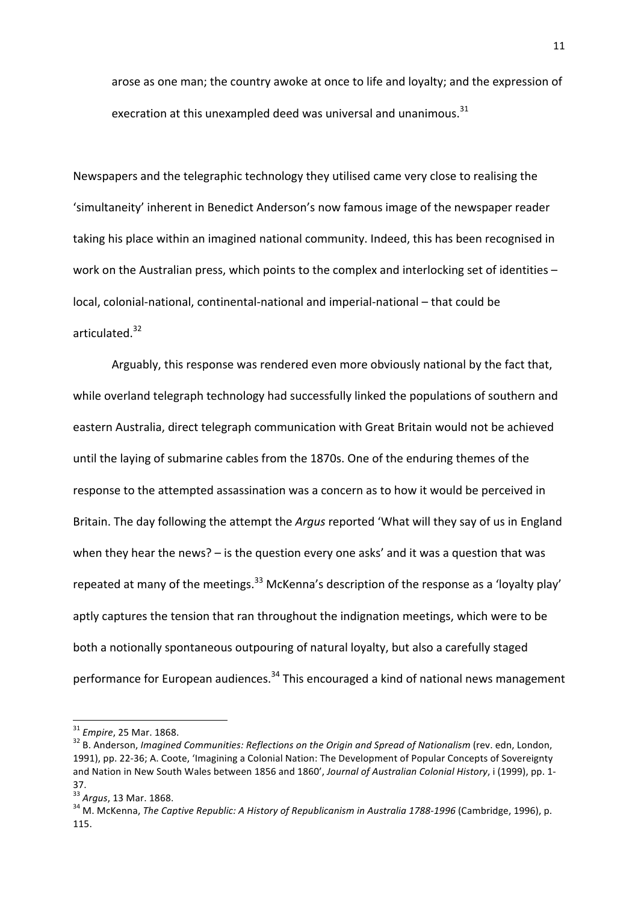arose as one man; the country awoke at once to life and loyalty; and the expression of execration at this unexampled deed was universal and unanimous.[31]

Newspapers and the telegraphic technology they utilised came very close to realising the 'simultaneity' inherent in Benedict Anderson's now famous image of the newspaper reader taking his place within an imagined national community. Indeed, this has been recognised in work on the Australian press, which points to the complex and interlocking set of identities – local, colonial-national, continental-national and imperial-national – that could be articulated.[32]

Arguably, this response was rendered even more obviously national by the fact that, while overland telegraph technology had successfully linked the populations of southern and eastern Australia, direct telegraph communication with Great Britain would not be achieved until the laying of submarine cables from the 1870s. One of the enduring themes of the response to the attempted assassination was a concern as to how it would be perceived in Britain. The day following the attempt the *Argus* reported 'What will they say of us in England when they hear the news? – is the question every one asks' and it was a question that was repeated at many of the meetings.[33] McKenna's description of the response as a 'loyalty play' aptly captures the tension that ran throughout the indignation meetings, which were to be both a notionally spontaneous outpouring of natural loyalty, but also a carefully staged performance for European audiences.[34] This encouraged a kind of national news management

---

[31] *Empire*, 25 Mar. 1868.

[32] B. Anderson, *Imagined Communities: Reflections on the Origin and Spread of Nationalism* (rev. edn, London, 1991), pp. 22-36; A. Coote, 'Imagining a Colonial Nation: The Development of Popular Concepts of Sovereignty and Nation in New South Wales between 1856 and 1860', *Journal of Australian Colonial History*, i (1999), pp. 1-37.

[33] *Argus*, 13 Mar. 1868.

[34] M. McKenna, *The Captive Republic: A History of Republicanism in Australia 1788-1996* (Cambridge, 1996), p. 115.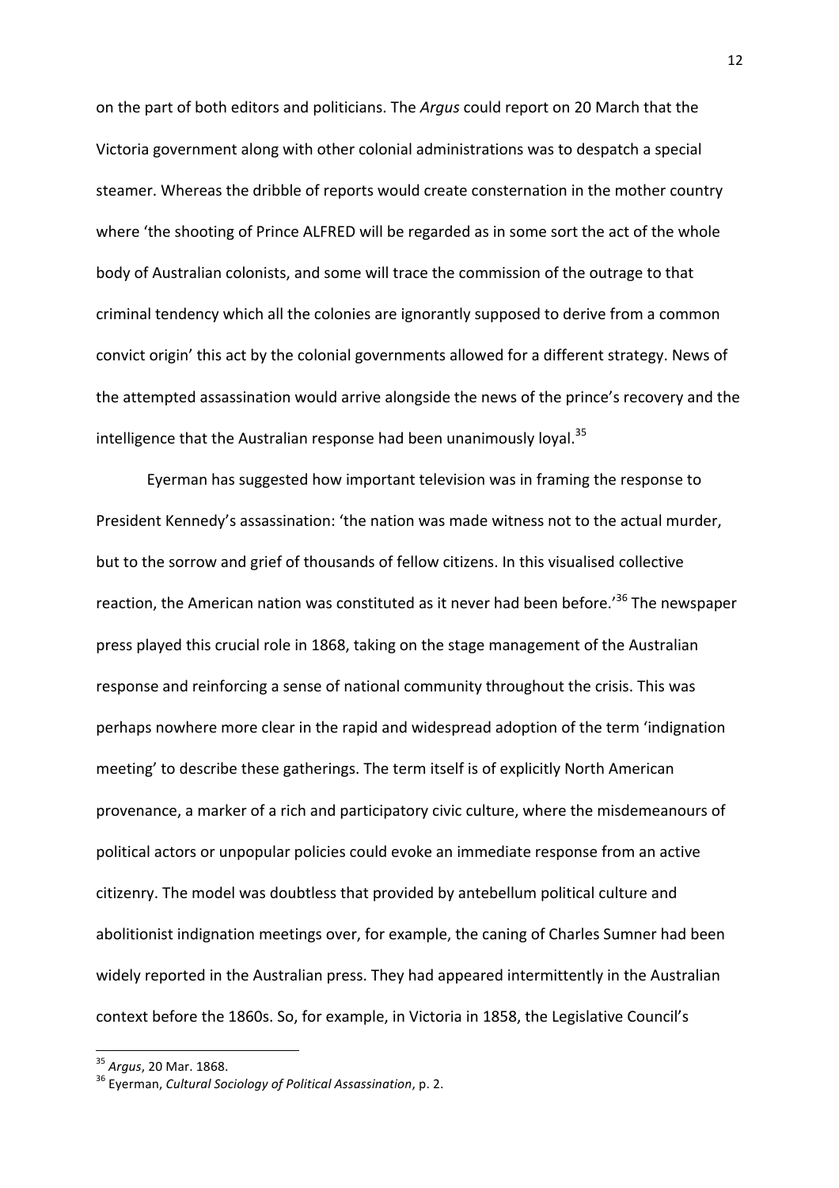on the part of both editors and politicians. The *Argus* could report on 20 March that the Victoria government along with other colonial administrations was to despatch a special steamer. Whereas the dribble of reports would create consternation in the mother country where 'the shooting of Prince ALFRED will be regarded as in some sort the act of the whole body of Australian colonists, and some will trace the commission of the outrage to that criminal tendency which all the colonies are ignorantly supposed to derive from a common convict origin' this act by the colonial governments allowed for a different strategy. News of the attempted assassination would arrive alongside the news of the prince's recovery and the intelligence that the Australian response had been unanimously loyal.[35]

Eyerman has suggested how important television was in framing the response to President Kennedy's assassination: 'the nation was made witness not to the actual murder, but to the sorrow and grief of thousands of fellow citizens. In this visualised collective reaction, the American nation was constituted as it never had been before.'[36] The newspaper press played this crucial role in 1868, taking on the stage management of the Australian response and reinforcing a sense of national community throughout the crisis. This was perhaps nowhere more clear in the rapid and widespread adoption of the term 'indignation meeting' to describe these gatherings. The term itself is of explicitly North American provenance, a marker of a rich and participatory civic culture, where the misdemeanours of political actors or unpopular policies could evoke an immediate response from an active citizenry. The model was doubtless that provided by antebellum political culture and abolitionist indignation meetings over, for example, the caning of Charles Sumner had been widely reported in the Australian press. They had appeared intermittently in the Australian context before the 1860s. So, for example, in Victoria in 1858, the Legislative Council's

[35] *Argus*, 20 Mar. 1868.

[36] Eyerman, *Cultural Sociology of Political Assassination*, p. 2.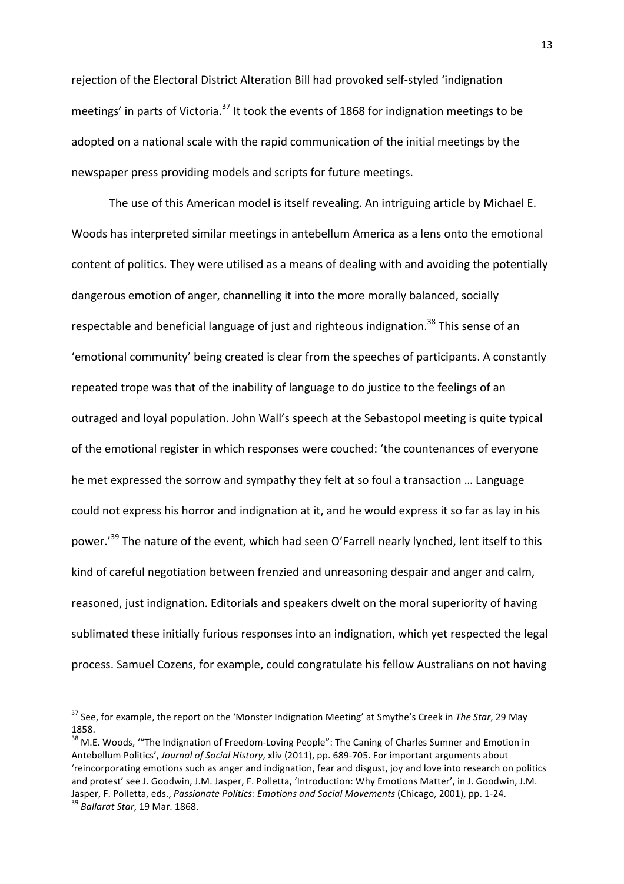rejection of the Electoral District Alteration Bill had provoked self-styled 'indignation meetings' in parts of Victoria.[37] It took the events of 1868 for indignation meetings to be adopted on a national scale with the rapid communication of the initial meetings by the newspaper press providing models and scripts for future meetings.

The use of this American model is itself revealing. An intriguing article by Michael E. Woods has interpreted similar meetings in antebellum America as a lens onto the emotional content of politics. They were utilised as a means of dealing with and avoiding the potentially dangerous emotion of anger, channelling it into the more morally balanced, socially respectable and beneficial language of just and righteous indignation.[38] This sense of an 'emotional community' being created is clear from the speeches of participants. A constantly repeated trope was that of the inability of language to do justice to the feelings of an outraged and loyal population. John Wall's speech at the Sebastopol meeting is quite typical of the emotional register in which responses were couched: 'the countenances of everyone he met expressed the sorrow and sympathy they felt at so foul a transaction … Language could not express his horror and indignation at it, and he would express it so far as lay in his power.'[39] The nature of the event, which had seen O'Farrell nearly lynched, lent itself to this kind of careful negotiation between frenzied and unreasoning despair and anger and calm, reasoned, just indignation. Editorials and speakers dwelt on the moral superiority of having sublimated these initially furious responses into an indignation, which yet respected the legal process. Samuel Cozens, for example, could congratulate his fellow Australians on not having

---

[37] See, for example, the report on the 'Monster Indignation Meeting' at Smythe's Creek in *The Star*, 29 May 1858.

[38] M.E. Woods, '"The Indignation of Freedom-Loving People": The Caning of Charles Sumner and Emotion in Antebellum Politics', *Journal of Social History*, xliv (2011), pp. 689-705. For important arguments about 'reincorporating emotions such as anger and indignation, fear and disgust, joy and love into research on politics and protest' see J. Goodwin, J.M. Jasper, F. Polletta, 'Introduction: Why Emotions Matter', in J. Goodwin, J.M. Jasper, F. Polletta, eds., *Passionate Politics: Emotions and Social Movements* (Chicago, 2001), pp. 1-24.

[39] *Ballarat Star*, 19 Mar. 1868.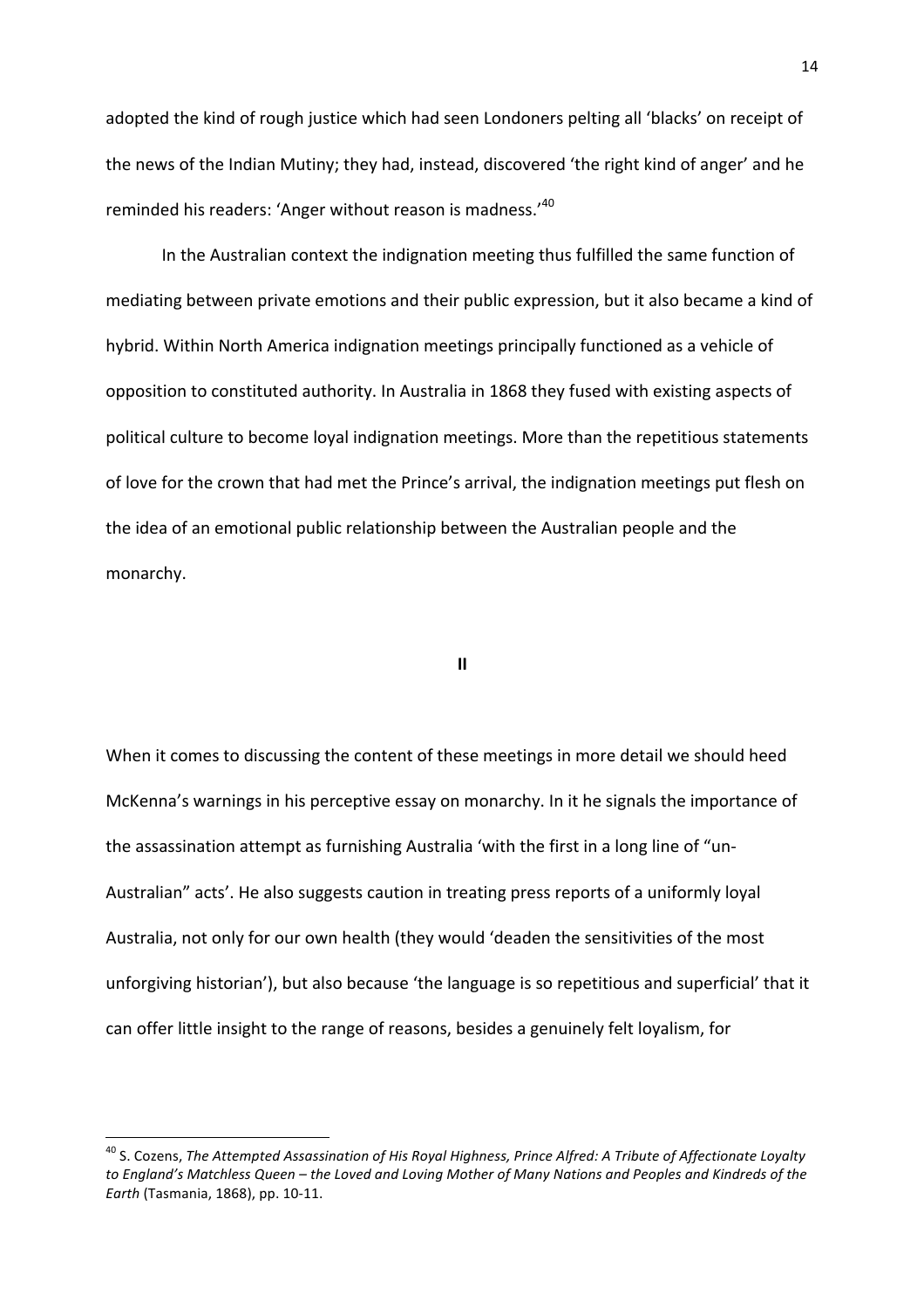adopted the kind of rough justice which had seen Londoners pelting all 'blacks' on receipt of the news of the Indian Mutiny; they had, instead, discovered 'the right kind of anger' and he reminded his readers: 'Anger without reason is madness.'[40]

In the Australian context the indignation meeting thus fulfilled the same function of mediating between private emotions and their public expression, but it also became a kind of hybrid. Within North America indignation meetings principally functioned as a vehicle of opposition to constituted authority. In Australia in 1868 they fused with existing aspects of political culture to become loyal indignation meetings. More than the repetitious statements of love for the crown that had met the Prince's arrival, the indignation meetings put flesh on the idea of an emotional public relationship between the Australian people and the monarchy.

## II

When it comes to discussing the content of these meetings in more detail we should heed McKenna's warnings in his perceptive essay on monarchy. In it he signals the importance of the assassination attempt as furnishing Australia 'with the first in a long line of "un-Australian" acts'. He also suggests caution in treating press reports of a uniformly loyal Australia, not only for our own health (they would 'deaden the sensitivities of the most unforgiving historian'), but also because 'the language is so repetitious and superficial' that it can offer little insight to the range of reasons, besides a genuinely felt loyalism, for

---

[40] S. Cozens, *The Attempted Assassination of His Royal Highness, Prince Alfred: A Tribute of Affectionate Loyalty to England's Matchless Queen – the Loved and Loving Mother of Many Nations and Peoples and Kindreds of the Earth* (Tasmania, 1868), pp. 10-11.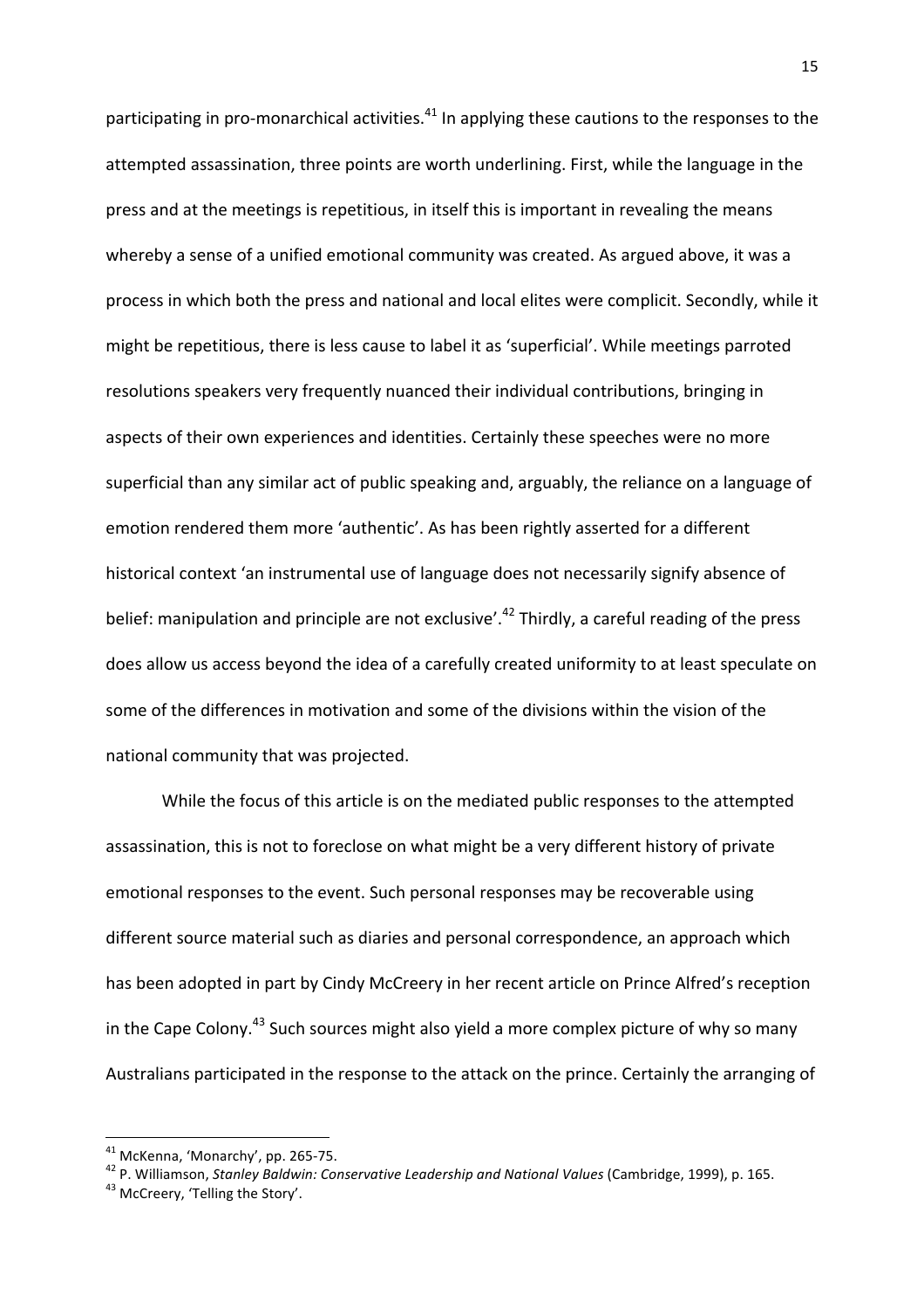participating in pro-monarchical activities.[41] In applying these cautions to the responses to the attempted assassination, three points are worth underlining. First, while the language in the press and at the meetings is repetitious, in itself this is important in revealing the means whereby a sense of a unified emotional community was created. As argued above, it was a process in which both the press and national and local elites were complicit. Secondly, while it might be repetitious, there is less cause to label it as 'superficial'. While meetings parroted resolutions speakers very frequently nuanced their individual contributions, bringing in aspects of their own experiences and identities. Certainly these speeches were no more superficial than any similar act of public speaking and, arguably, the reliance on a language of emotion rendered them more 'authentic'. As has been rightly asserted for a different historical context 'an instrumental use of language does not necessarily signify absence of belief: manipulation and principle are not exclusive'.[42] Thirdly, a careful reading of the press does allow us access beyond the idea of a carefully created uniformity to at least speculate on some of the differences in motivation and some of the divisions within the vision of the national community that was projected.

While the focus of this article is on the mediated public responses to the attempted assassination, this is not to foreclose on what might be a very different history of private emotional responses to the event. Such personal responses may be recoverable using different source material such as diaries and personal correspondence, an approach which has been adopted in part by Cindy McCreery in her recent article on Prince Alfred's reception in the Cape Colony.[43] Such sources might also yield a more complex picture of why so many Australians participated in the response to the attack on the prince. Certainly the arranging of

---

[41] McKenna, 'Monarchy', pp. 265-75.

[42] P. Williamson, *Stanley Baldwin: Conservative Leadership and National Values* (Cambridge, 1999), p. 165.

[43] McCreery, 'Telling the Story'.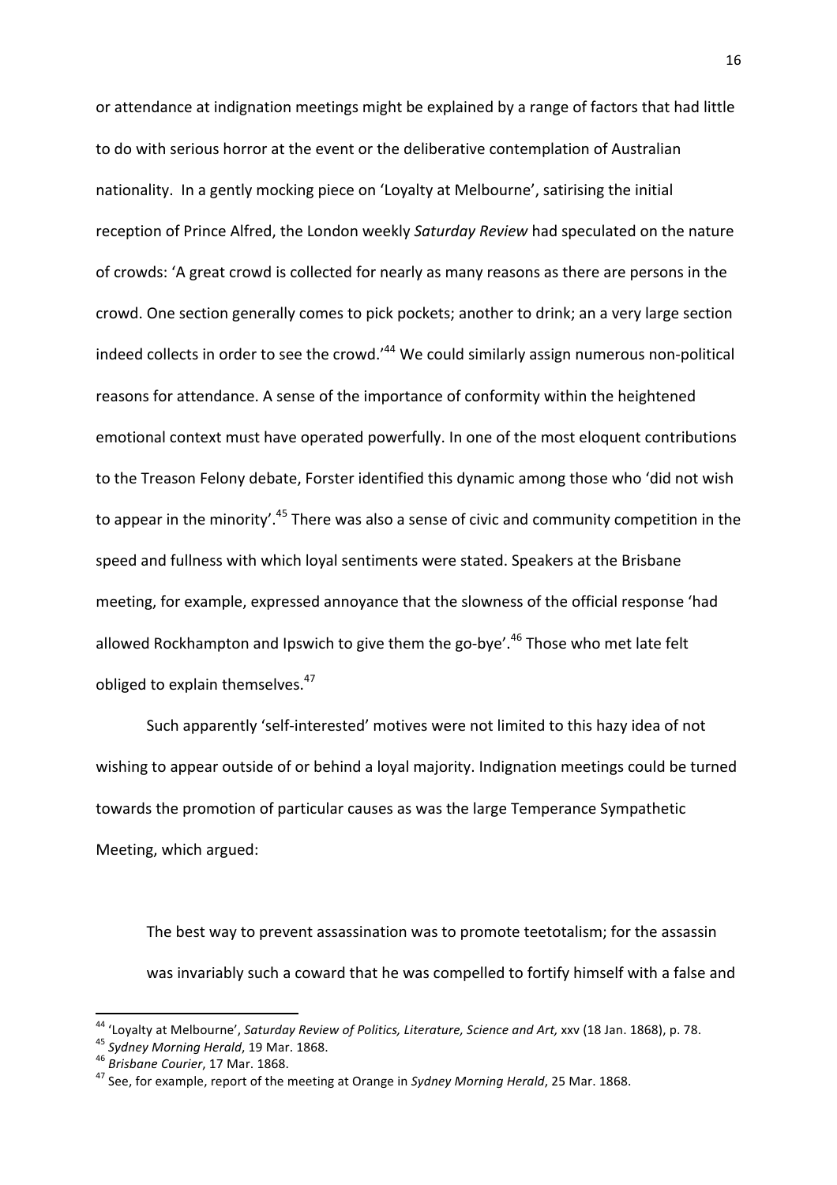or attendance at indignation meetings might be explained by a range of factors that had little to do with serious horror at the event or the deliberative contemplation of Australian nationality. In a gently mocking piece on 'Loyalty at Melbourne', satirising the initial reception of Prince Alfred, the London weekly *Saturday Review* had speculated on the nature of crowds: 'A great crowd is collected for nearly as many reasons as there are persons in the crowd. One section generally comes to pick pockets; another to drink; an a very large section indeed collects in order to see the crowd.'[44] We could similarly assign numerous non-political reasons for attendance. A sense of the importance of conformity within the heightened emotional context must have operated powerfully. In one of the most eloquent contributions to the Treason Felony debate, Forster identified this dynamic among those who 'did not wish to appear in the minority'.[45] There was also a sense of civic and community competition in the speed and fullness with which loyal sentiments were stated. Speakers at the Brisbane meeting, for example, expressed annoyance that the slowness of the official response 'had allowed Rockhampton and Ipswich to give them the go-bye'.[46] Those who met late felt obliged to explain themselves.[47]

Such apparently 'self-interested' motives were not limited to this hazy idea of not wishing to appear outside of or behind a loyal majority. Indignation meetings could be turned towards the promotion of particular causes as was the large Temperance Sympathetic Meeting, which argued:

> The best way to prevent assassination was to promote teetotalism; for the assassin was invariably such a coward that he was compelled to fortify himself with a false and

[44] 'Loyalty at Melbourne', *Saturday Review of Politics, Literature, Science and Art,* xxv (18 Jan. 1868), p. 78.

[45] *Sydney Morning Herald*, 19 Mar. 1868.

[46] *Brisbane Courier*, 17 Mar. 1868.

[47] See, for example, report of the meeting at Orange in *Sydney Morning Herald*, 25 Mar. 1868.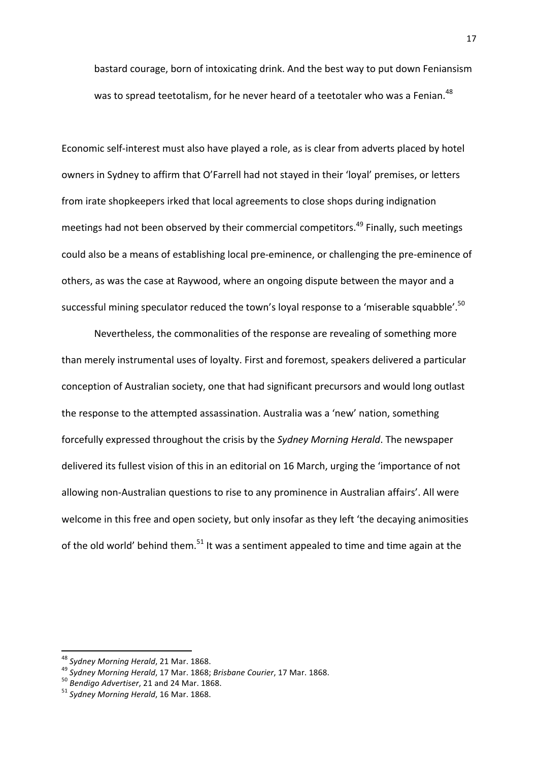bastard courage, born of intoxicating drink. And the best way to put down Feniansism was to spread teetotalism, for he never heard of a teetotaler who was a Fenian.[48]

Economic self-interest must also have played a role, as is clear from adverts placed by hotel owners in Sydney to affirm that O'Farrell had not stayed in their 'loyal' premises, or letters from irate shopkeepers irked that local agreements to close shops during indignation meetings had not been observed by their commercial competitors.[49] Finally, such meetings could also be a means of establishing local pre-eminence, or challenging the pre-eminence of others, as was the case at Raywood, where an ongoing dispute between the mayor and a successful mining speculator reduced the town's loyal response to a 'miserable squabble'.[50]

Nevertheless, the commonalities of the response are revealing of something more than merely instrumental uses of loyalty. First and foremost, speakers delivered a particular conception of Australian society, one that had significant precursors and would long outlast the response to the attempted assassination. Australia was a 'new' nation, something forcefully expressed throughout the crisis by the *Sydney Morning Herald*. The newspaper delivered its fullest vision of this in an editorial on 16 March, urging the 'importance of not allowing non-Australian questions to rise to any prominence in Australian affairs'. All were welcome in this free and open society, but only insofar as they left 'the decaying animosities of the old world' behind them.[51] It was a sentiment appealed to time and time again at the

---

[48] *Sydney Morning Herald*, 21 Mar. 1868.

[49] *Sydney Morning Herald*, 17 Mar. 1868; *Brisbane Courier*, 17 Mar. 1868.

[50] *Bendigo Advertiser*, 21 and 24 Mar. 1868.

[51] *Sydney Morning Herald*, 16 Mar. 1868.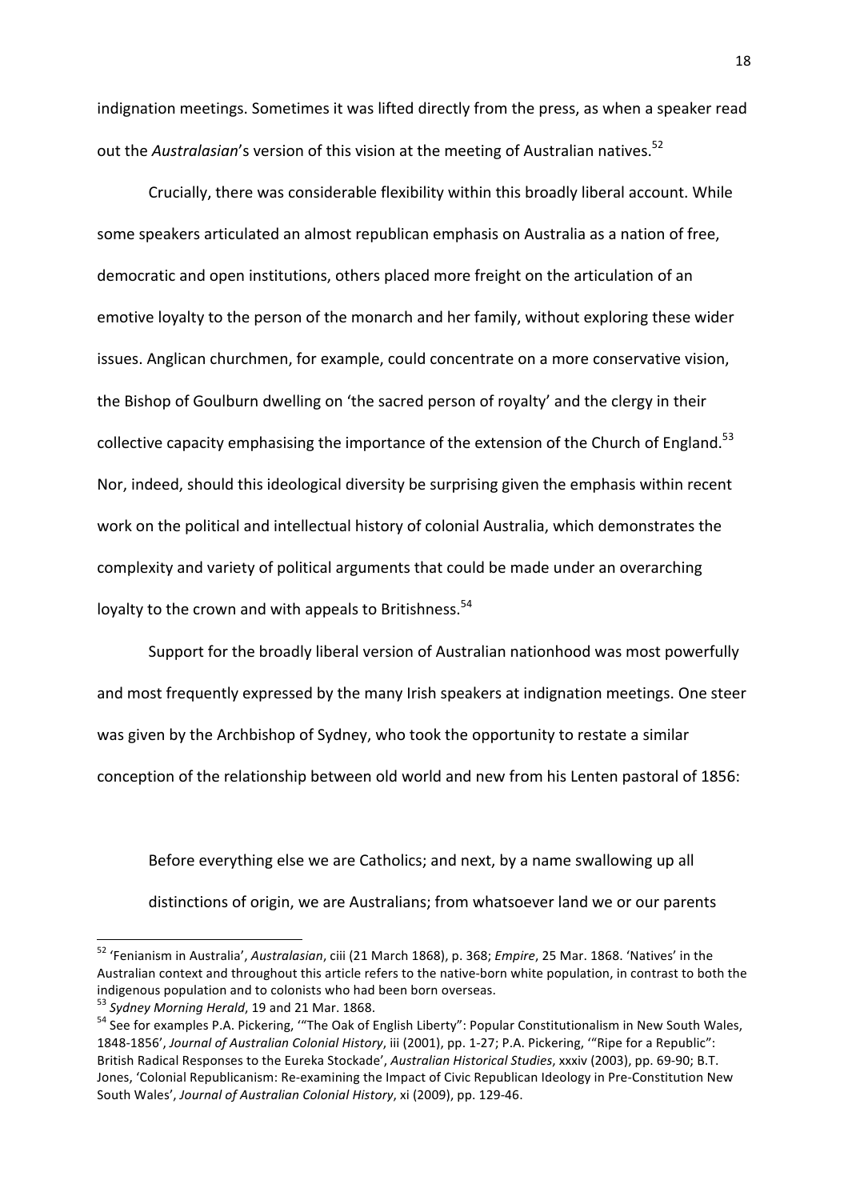indignation meetings. Sometimes it was lifted directly from the press, as when a speaker read out the *Australasian*'s version of this vision at the meeting of Australian natives.[52]

Crucially, there was considerable flexibility within this broadly liberal account. While some speakers articulated an almost republican emphasis on Australia as a nation of free, democratic and open institutions, others placed more freight on the articulation of an emotive loyalty to the person of the monarch and her family, without exploring these wider issues. Anglican churchmen, for example, could concentrate on a more conservative vision, the Bishop of Goulburn dwelling on 'the sacred person of royalty' and the clergy in their collective capacity emphasising the importance of the extension of the Church of England.[53] Nor, indeed, should this ideological diversity be surprising given the emphasis within recent work on the political and intellectual history of colonial Australia, which demonstrates the complexity and variety of political arguments that could be made under an overarching loyalty to the crown and with appeals to Britishness.[54]

Support for the broadly liberal version of Australian nationhood was most powerfully and most frequently expressed by the many Irish speakers at indignation meetings. One steer was given by the Archbishop of Sydney, who took the opportunity to restate a similar conception of the relationship between old world and new from his Lenten pastoral of 1856:

> Before everything else we are Catholics; and next, by a name swallowing up all distinctions of origin, we are Australians; from whatsoever land we or our parents

---

[52] 'Fenianism in Australia', *Australasian*, ciii (21 March 1868), p. 368; *Empire*, 25 Mar. 1868. 'Natives' in the Australian context and throughout this article refers to the native-born white population, in contrast to both the indigenous population and to colonists who had been born overseas.

[53] *Sydney Morning Herald*, 19 and 21 Mar. 1868.

[54] See for examples P.A. Pickering, '"The Oak of English Liberty": Popular Constitutionalism in New South Wales, 1848-1856', *Journal of Australian Colonial History*, iii (2001), pp. 1-27; P.A. Pickering, '"Ripe for a Republic": British Radical Responses to the Eureka Stockade', *Australian Historical Studies*, xxxiv (2003), pp. 69-90; B.T. Jones, 'Colonial Republicanism: Re-examining the Impact of Civic Republican Ideology in Pre-Constitution New South Wales', *Journal of Australian Colonial History*, xi (2009), pp. 129-46.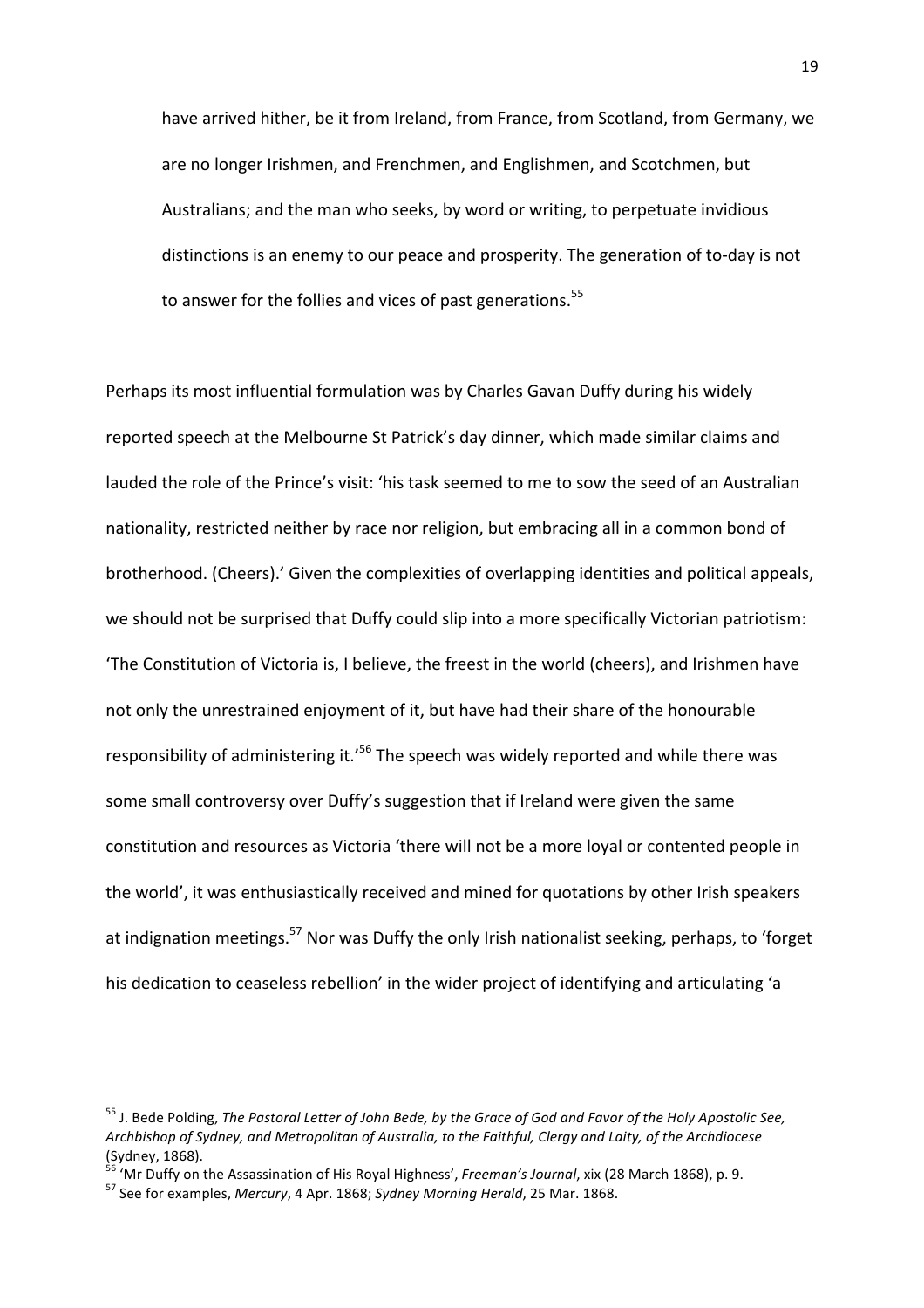> have arrived hither, be it from Ireland, from France, from Scotland, from Germany, we are no longer Irishmen, and Frenchmen, and Englishmen, and Scotchmen, but Australians; and the man who seeks, by word or writing, to perpetuate invidious distinctions is an enemy to our peace and prosperity. The generation of to-day is not to answer for the follies and vices of past generations.[55]

Perhaps its most influential formulation was by Charles Gavan Duffy during his widely reported speech at the Melbourne St Patrick's day dinner, which made similar claims and lauded the role of the Prince's visit: 'his task seemed to me to sow the seed of an Australian nationality, restricted neither by race nor religion, but embracing all in a common bond of brotherhood. (Cheers).' Given the complexities of overlapping identities and political appeals, we should not be surprised that Duffy could slip into a more specifically Victorian patriotism: 'The Constitution of Victoria is, I believe, the freest in the world (cheers), and Irishmen have not only the unrestrained enjoyment of it, but have had their share of the honourable responsibility of administering it.'[56] The speech was widely reported and while there was some small controversy over Duffy's suggestion that if Ireland were given the same constitution and resources as Victoria 'there will not be a more loyal or contented people in the world', it was enthusiastically received and mined for quotations by other Irish speakers at indignation meetings.[57] Nor was Duffy the only Irish nationalist seeking, perhaps, to 'forget his dedication to ceaseless rebellion' in the wider project of identifying and articulating 'a

---

[55] J. Bede Polding, *The Pastoral Letter of John Bede, by the Grace of God and Favor of the Holy Apostolic See, Archbishop of Sydney, and Metropolitan of Australia, to the Faithful, Clergy and Laity, of the Archdiocese* (Sydney, 1868).

[56] 'Mr Duffy on the Assassination of His Royal Highness', *Freeman's Journal*, xix (28 March 1868), p. 9.

[57] See for examples, *Mercury*, 4 Apr. 1868; *Sydney Morning Herald*, 25 Mar. 1868.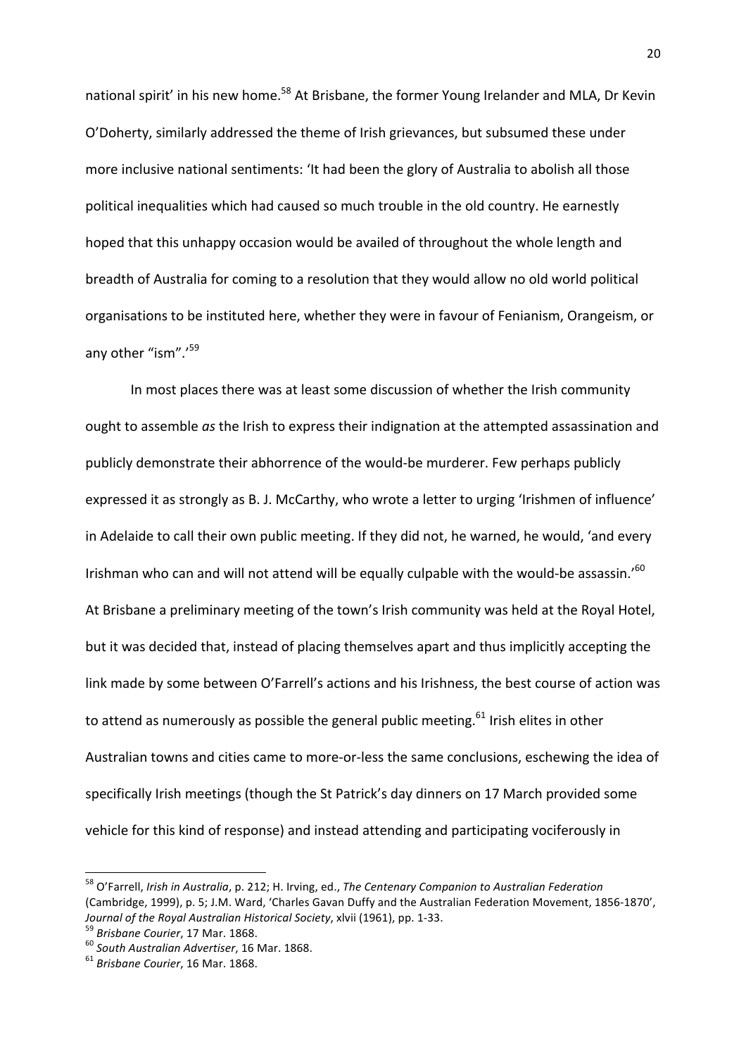national spirit' in his new home.[58] At Brisbane, the former Young Irelander and MLA, Dr Kevin O'Doherty, similarly addressed the theme of Irish grievances, but subsumed these under more inclusive national sentiments: 'It had been the glory of Australia to abolish all those political inequalities which had caused so much trouble in the old country. He earnestly hoped that this unhappy occasion would be availed of throughout the whole length and breadth of Australia for coming to a resolution that they would allow no old world political organisations to be instituted here, whether they were in favour of Fenianism, Orangeism, or any other "ism".'[59]

In most places there was at least some discussion of whether the Irish community ought to assemble *as* the Irish to express their indignation at the attempted assassination and publicly demonstrate their abhorrence of the would-be murderer. Few perhaps publicly expressed it as strongly as B. J. McCarthy, who wrote a letter to urging 'Irishmen of influence' in Adelaide to call their own public meeting. If they did not, he warned, he would, 'and every Irishman who can and will not attend will be equally culpable with the would-be assassin.'[60] At Brisbane a preliminary meeting of the town's Irish community was held at the Royal Hotel, but it was decided that, instead of placing themselves apart and thus implicitly accepting the link made by some between O'Farrell's actions and his Irishness, the best course of action was to attend as numerously as possible the general public meeting.[61] Irish elites in other Australian towns and cities came to more-or-less the same conclusions, eschewing the idea of specifically Irish meetings (though the St Patrick's day dinners on 17 March provided some vehicle for this kind of response) and instead attending and participating vociferously in

---

[58] O'Farrell, *Irish in Australia*, p. 212; H. Irving, ed., *The Centenary Companion to Australian Federation* (Cambridge, 1999), p. 5; J.M. Ward, 'Charles Gavan Duffy and the Australian Federation Movement, 1856-1870', *Journal of the Royal Australian Historical Society*, xlvii (1961), pp. 1-33.

[59] *Brisbane Courier*, 17 Mar. 1868.

[60] *South Australian Advertiser*, 16 Mar. 1868.

[61] *Brisbane Courier*, 16 Mar. 1868.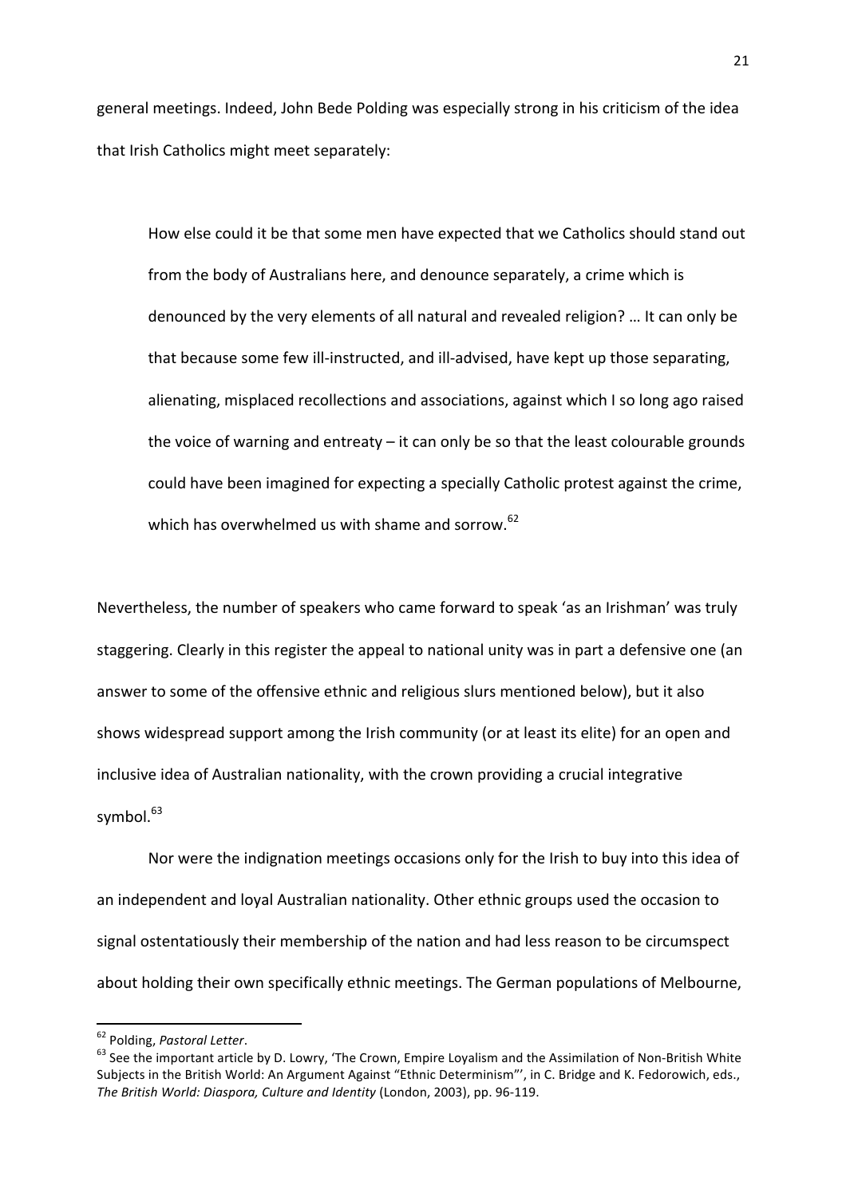general meetings. Indeed, John Bede Polding was especially strong in his criticism of the idea that Irish Catholics might meet separately:

> How else could it be that some men have expected that we Catholics should stand out from the body of Australians here, and denounce separately, a crime which is denounced by the very elements of all natural and revealed religion? … It can only be that because some few ill-instructed, and ill-advised, have kept up those separating, alienating, misplaced recollections and associations, against which I so long ago raised the voice of warning and entreaty – it can only be so that the least colourable grounds could have been imagined for expecting a specially Catholic protest against the crime, which has overwhelmed us with shame and sorrow.[62]

Nevertheless, the number of speakers who came forward to speak 'as an Irishman' was truly staggering. Clearly in this register the appeal to national unity was in part a defensive one (an answer to some of the offensive ethnic and religious slurs mentioned below), but it also shows widespread support among the Irish community (or at least its elite) for an open and inclusive idea of Australian nationality, with the crown providing a crucial integrative symbol.[63]

Nor were the indignation meetings occasions only for the Irish to buy into this idea of an independent and loyal Australian nationality. Other ethnic groups used the occasion to signal ostentatiously their membership of the nation and had less reason to be circumspect about holding their own specifically ethnic meetings. The German populations of Melbourne,

---

[62] Polding, *Pastoral Letter*.

[63] See the important article by D. Lowry, 'The Crown, Empire Loyalism and the Assimilation of Non-British White Subjects in the British World: An Argument Against "Ethnic Determinism"', in C. Bridge and K. Fedorowich, eds., *The British World: Diaspora, Culture and Identity* (London, 2003), pp. 96-119.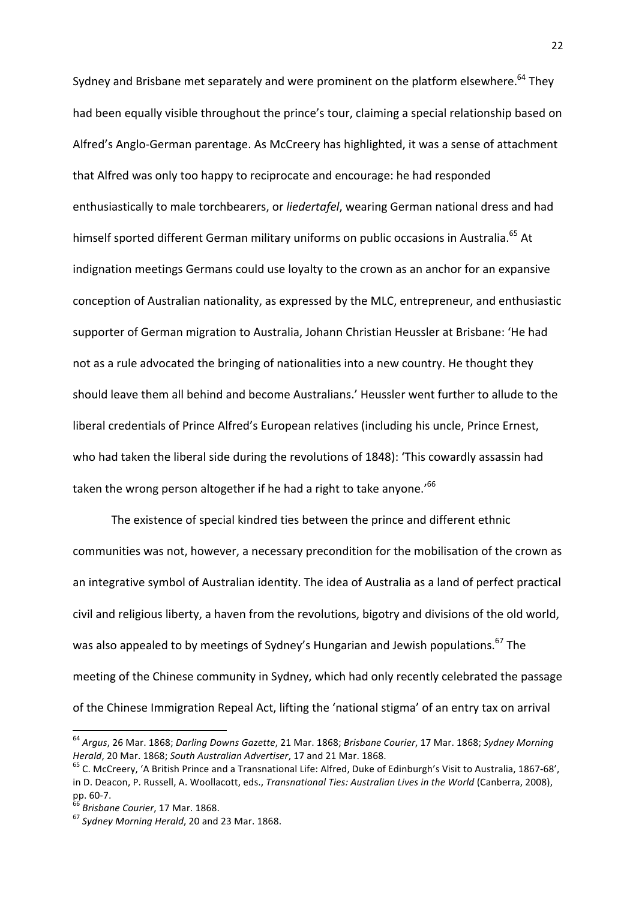Sydney and Brisbane met separately and were prominent on the platform elsewhere.[64] They had been equally visible throughout the prince's tour, claiming a special relationship based on Alfred's Anglo-German parentage. As McCreery has highlighted, it was a sense of attachment that Alfred was only too happy to reciprocate and encourage: he had responded enthusiastically to male torchbearers, or *liedertafel*, wearing German national dress and had himself sported different German military uniforms on public occasions in Australia.[65] At indignation meetings Germans could use loyalty to the crown as an anchor for an expansive conception of Australian nationality, as expressed by the MLC, entrepreneur, and enthusiastic supporter of German migration to Australia, Johann Christian Heussler at Brisbane: 'He had not as a rule advocated the bringing of nationalities into a new country. He thought they should leave them all behind and become Australians.' Heussler went further to allude to the liberal credentials of Prince Alfred's European relatives (including his uncle, Prince Ernest, who had taken the liberal side during the revolutions of 1848): 'This cowardly assassin had taken the wrong person altogether if he had a right to take anyone.'[66]

The existence of special kindred ties between the prince and different ethnic communities was not, however, a necessary precondition for the mobilisation of the crown as an integrative symbol of Australian identity. The idea of Australia as a land of perfect practical civil and religious liberty, a haven from the revolutions, bigotry and divisions of the old world, was also appealed to by meetings of Sydney's Hungarian and Jewish populations.[67] The meeting of the Chinese community in Sydney, which had only recently celebrated the passage of the Chinese Immigration Repeal Act, lifting the 'national stigma' of an entry tax on arrival

---

[64] *Argus*, 26 Mar. 1868; *Darling Downs Gazette*, 21 Mar. 1868; *Brisbane Courier*, 17 Mar. 1868; *Sydney Morning Herald*, 20 Mar. 1868; *South Australian Advertiser*, 17 and 21 Mar. 1868.

[65] C. McCreery, 'A British Prince and a Transnational Life: Alfred, Duke of Edinburgh's Visit to Australia, 1867-68', in D. Deacon, P. Russell, A. Woollacott, eds., *Transnational Ties: Australian Lives in the World* (Canberra, 2008), pp. 60-7.

[66] *Brisbane Courier*, 17 Mar. 1868.

[67] *Sydney Morning Herald*, 20 and 23 Mar. 1868.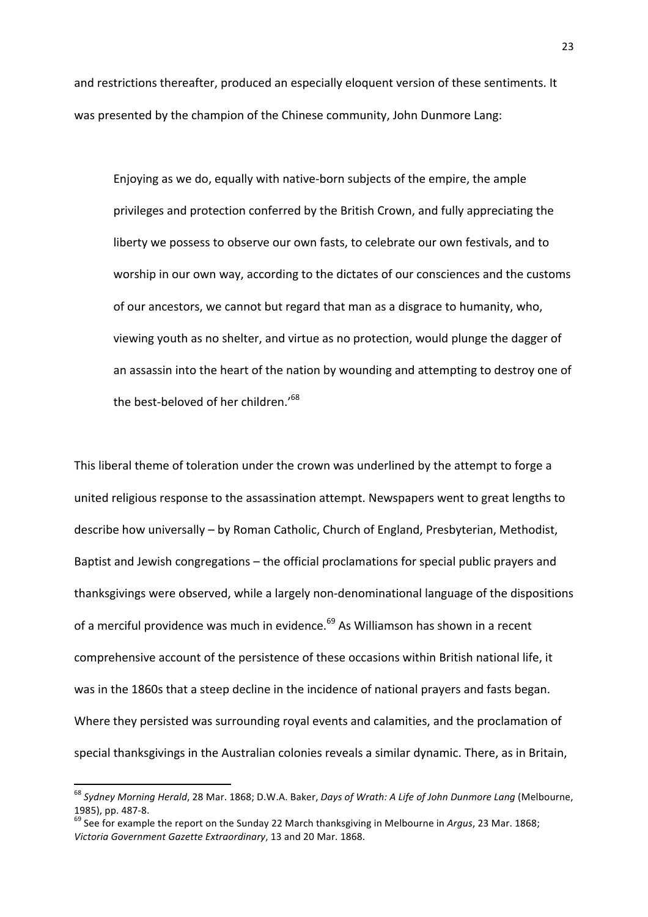and restrictions thereafter, produced an especially eloquent version of these sentiments. It was presented by the champion of the Chinese community, John Dunmore Lang:

> Enjoying as we do, equally with native-born subjects of the empire, the ample privileges and protection conferred by the British Crown, and fully appreciating the liberty we possess to observe our own fasts, to celebrate our own festivals, and to worship in our own way, according to the dictates of our consciences and the customs of our ancestors, we cannot but regard that man as a disgrace to humanity, who, viewing youth as no shelter, and virtue as no protection, would plunge the dagger of an assassin into the heart of the nation by wounding and attempting to destroy one of the best-beloved of her children.'[68]

This liberal theme of toleration under the crown was underlined by the attempt to forge a united religious response to the assassination attempt. Newspapers went to great lengths to describe how universally – by Roman Catholic, Church of England, Presbyterian, Methodist, Baptist and Jewish congregations – the official proclamations for special public prayers and thanksgivings were observed, while a largely non-denominational language of the dispositions of a merciful providence was much in evidence.[69] As Williamson has shown in a recent comprehensive account of the persistence of these occasions within British national life, it was in the 1860s that a steep decline in the incidence of national prayers and fasts began. Where they persisted was surrounding royal events and calamities, and the proclamation of special thanksgivings in the Australian colonies reveals a similar dynamic. There, as in Britain,

---

[68] *Sydney Morning Herald*, 28 Mar. 1868; D.W.A. Baker, *Days of Wrath: A Life of John Dunmore Lang* (Melbourne, 1985), pp. 487-8.

[69] See for example the report on the Sunday 22 March thanksgiving in Melbourne in *Argus*, 23 Mar. 1868; *Victoria Government Gazette Extraordinary*, 13 and 20 Mar. 1868.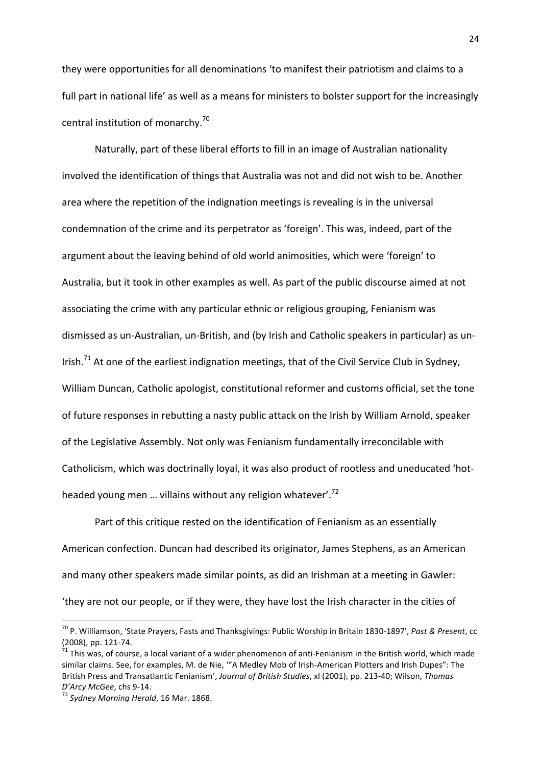they were opportunities for all denominations 'to manifest their patriotism and claims to a full part in national life' as well as a means for ministers to bolster support for the increasingly central institution of monarchy.[70]

Naturally, part of these liberal efforts to fill in an image of Australian nationality involved the identification of things that Australia was not and did not wish to be. Another area where the repetition of the indignation meetings is revealing is in the universal condemnation of the crime and its perpetrator as 'foreign'. This was, indeed, part of the argument about the leaving behind of old world animosities, which were 'foreign' to Australia, but it took in other examples as well. As part of the public discourse aimed at not associating the crime with any particular ethnic or religious grouping, Fenianism was dismissed as un-Australian, un-British, and (by Irish and Catholic speakers in particular) as un-Irish.[71] At one of the earliest indignation meetings, that of the Civil Service Club in Sydney, William Duncan, Catholic apologist, constitutional reformer and customs official, set the tone of future responses in rebutting a nasty public attack on the Irish by William Arnold, speaker of the Legislative Assembly. Not only was Fenianism fundamentally irreconcilable with Catholicism, which was doctrinally loyal, it was also product of rootless and uneducated 'hot-headed young men … villains without any religion whatever'.[72]

Part of this critique rested on the identification of Fenianism as an essentially American confection. Duncan had described its originator, James Stephens, as an American and many other speakers made similar points, as did an Irishman at a meeting in Gawler: 'they are not our people, or if they were, they have lost the Irish character in the cities of

---

[70] P. Williamson, 'State Prayers, Fasts and Thanksgivings: Public Worship in Britain 1830-1897', *Past & Present*, cc (2008), pp. 121-74.

[71] This was, of course, a local variant of a wider phenomenon of anti-Fenianism in the British world, which made similar claims. See, for examples, M. de Nie, '"A Medley Mob of Irish-American Plotters and Irish Dupes": The British Press and Transatlantic Fenianism', *Journal of British Studies*, xl (2001), pp. 213-40; Wilson, *Thomas D'Arcy McGee*, chs 9-14.

[72] *Sydney Morning Herald*, 16 Mar. 1868.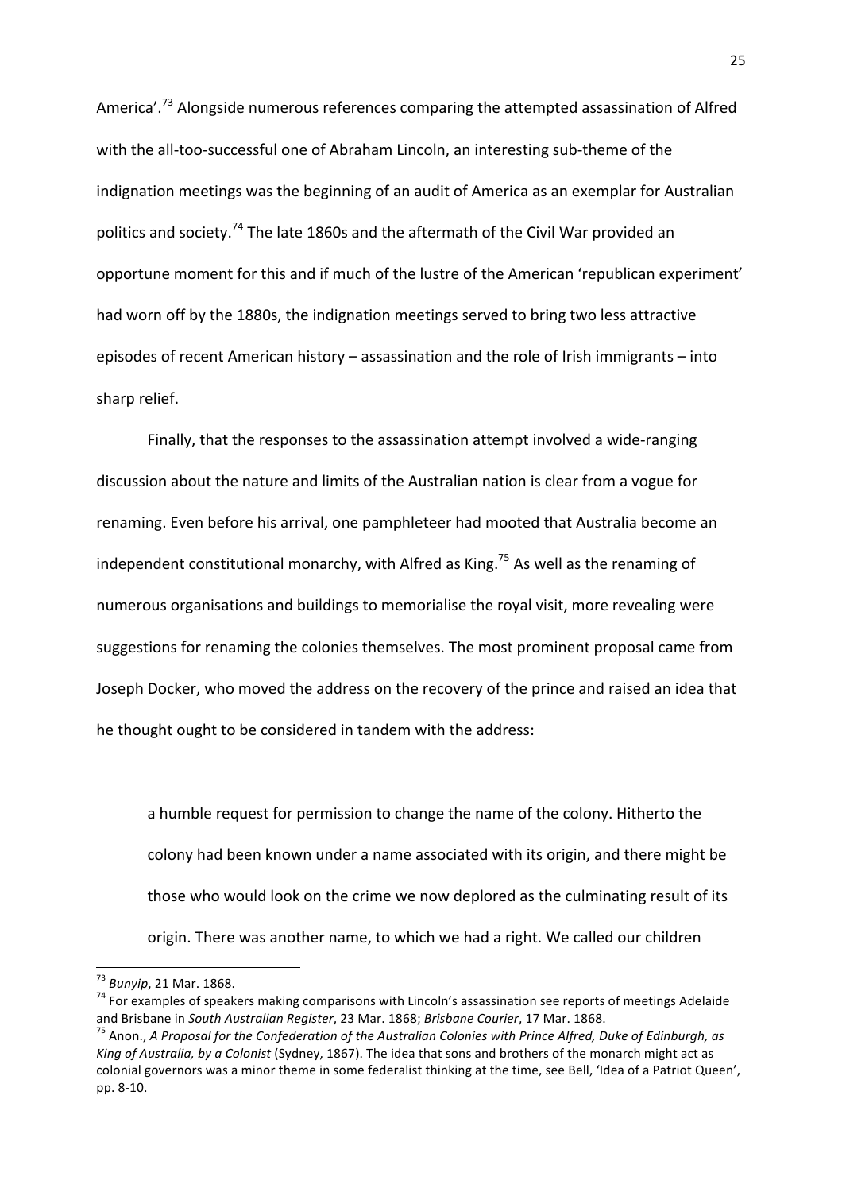America'.[73] Alongside numerous references comparing the attempted assassination of Alfred with the all-too-successful one of Abraham Lincoln, an interesting sub-theme of the indignation meetings was the beginning of an audit of America as an exemplar for Australian politics and society.[74] The late 1860s and the aftermath of the Civil War provided an opportune moment for this and if much of the lustre of the American 'republican experiment' had worn off by the 1880s, the indignation meetings served to bring two less attractive episodes of recent American history – assassination and the role of Irish immigrants – into sharp relief.

Finally, that the responses to the assassination attempt involved a wide-ranging discussion about the nature and limits of the Australian nation is clear from a vogue for renaming. Even before his arrival, one pamphleteer had mooted that Australia become an independent constitutional monarchy, with Alfred as King.[75] As well as the renaming of numerous organisations and buildings to memorialise the royal visit, more revealing were suggestions for renaming the colonies themselves. The most prominent proposal came from Joseph Docker, who moved the address on the recovery of the prince and raised an idea that he thought ought to be considered in tandem with the address:

> a humble request for permission to change the name of the colony. Hitherto the colony had been known under a name associated with its origin, and there might be those who would look on the crime we now deplored as the culminating result of its origin. There was another name, to which we had a right. We called our children

---

[73] *Bunyip*, 21 Mar. 1868.

[74] For examples of speakers making comparisons with Lincoln's assassination see reports of meetings Adelaide and Brisbane in *South Australian Register*, 23 Mar. 1868; *Brisbane Courier*, 17 Mar. 1868.

[75] Anon., *A Proposal for the Confederation of the Australian Colonies with Prince Alfred, Duke of Edinburgh, as King of Australia, by a Colonist* (Sydney, 1867). The idea that sons and brothers of the monarch might act as colonial governors was a minor theme in some federalist thinking at the time, see Bell, 'Idea of a Patriot Queen', pp. 8-10.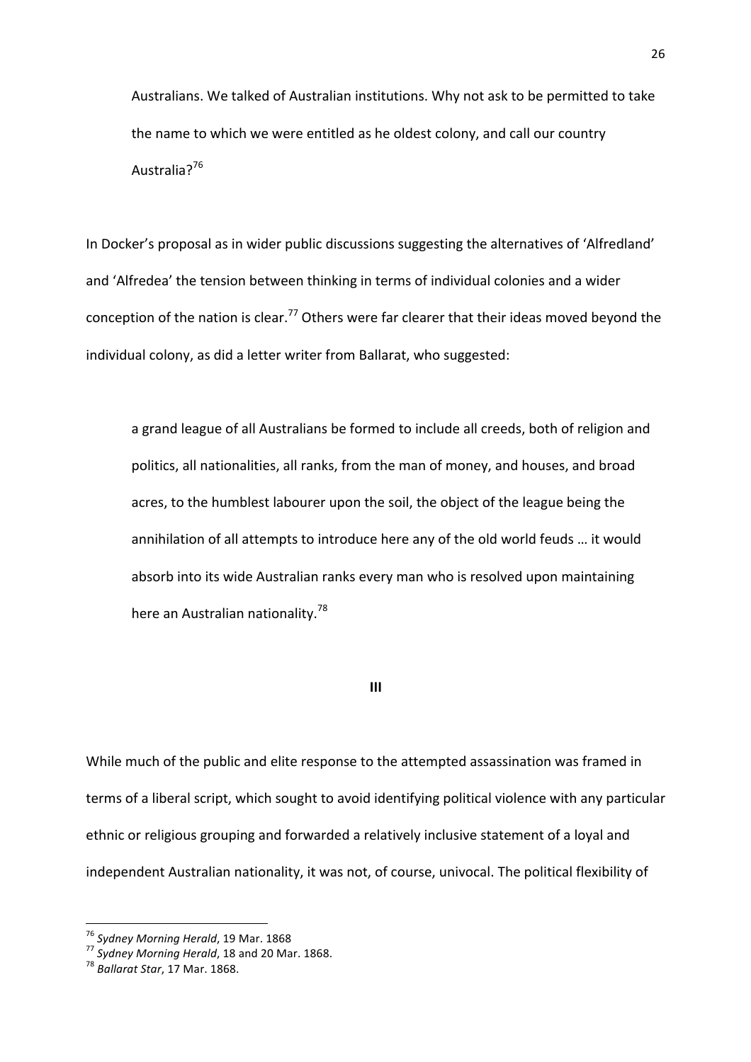> Australians. We talked of Australian institutions. Why not ask to be permitted to take the name to which we were entitled as he oldest colony, and call our country Australia?[76]

In Docker's proposal as in wider public discussions suggesting the alternatives of 'Alfredland' and 'Alfredea' the tension between thinking in terms of individual colonies and a wider conception of the nation is clear.[77] Others were far clearer that their ideas moved beyond the individual colony, as did a letter writer from Ballarat, who suggested:

> a grand league of all Australians be formed to include all creeds, both of religion and politics, all nationalities, all ranks, from the man of money, and houses, and broad acres, to the humblest labourer upon the soil, the object of the league being the annihilation of all attempts to introduce here any of the old world feuds … it would absorb into its wide Australian ranks every man who is resolved upon maintaining here an Australian nationality.[78]

**III**

While much of the public and elite response to the attempted assassination was framed in terms of a liberal script, which sought to avoid identifying political violence with any particular ethnic or religious grouping and forwarded a relatively inclusive statement of a loyal and independent Australian nationality, it was not, of course, univocal. The political flexibility of

---

[76] *Sydney Morning Herald*, 19 Mar. 1868

[77] *Sydney Morning Herald*, 18 and 20 Mar. 1868.

[78] *Ballarat Star*, 17 Mar. 1868.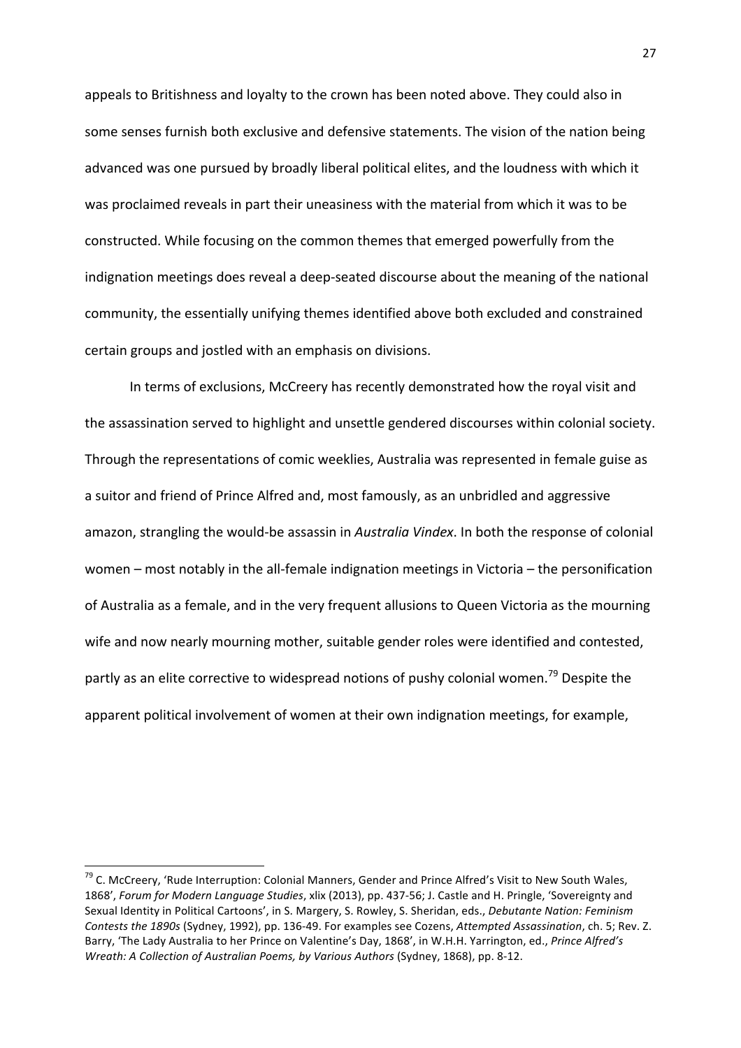appeals to Britishness and loyalty to the crown has been noted above. They could also in some senses furnish both exclusive and defensive statements. The vision of the nation being advanced was one pursued by broadly liberal political elites, and the loudness with which it was proclaimed reveals in part their uneasiness with the material from which it was to be constructed. While focusing on the common themes that emerged powerfully from the indignation meetings does reveal a deep-seated discourse about the meaning of the national community, the essentially unifying themes identified above both excluded and constrained certain groups and jostled with an emphasis on divisions.

In terms of exclusions, McCreery has recently demonstrated how the royal visit and the assassination served to highlight and unsettle gendered discourses within colonial society. Through the representations of comic weeklies, Australia was represented in female guise as a suitor and friend of Prince Alfred and, most famously, as an unbridled and aggressive amazon, strangling the would-be assassin in *Australia Vindex*. In both the response of colonial women – most notably in the all-female indignation meetings in Victoria – the personification of Australia as a female, and in the very frequent allusions to Queen Victoria as the mourning wife and now nearly mourning mother, suitable gender roles were identified and contested, partly as an elite corrective to widespread notions of pushy colonial women.[79] Despite the apparent political involvement of women at their own indignation meetings, for example,

---

[79] C. McCreery, 'Rude Interruption: Colonial Manners, Gender and Prince Alfred's Visit to New South Wales, 1868', *Forum for Modern Language Studies*, xlix (2013), pp. 437-56; J. Castle and H. Pringle, 'Sovereignty and Sexual Identity in Political Cartoons', in S. Margery, S. Rowley, S. Sheridan, eds., *Debutante Nation: Feminism Contests the 1890s* (Sydney, 1992), pp. 136-49. For examples see Cozens, *Attempted Assassination*, ch. 5; Rev. Z. Barry, 'The Lady Australia to her Prince on Valentine's Day, 1868', in W.H.H. Yarrington, ed., *Prince Alfred's Wreath: A Collection of Australian Poems, by Various Authors* (Sydney, 1868), pp. 8-12.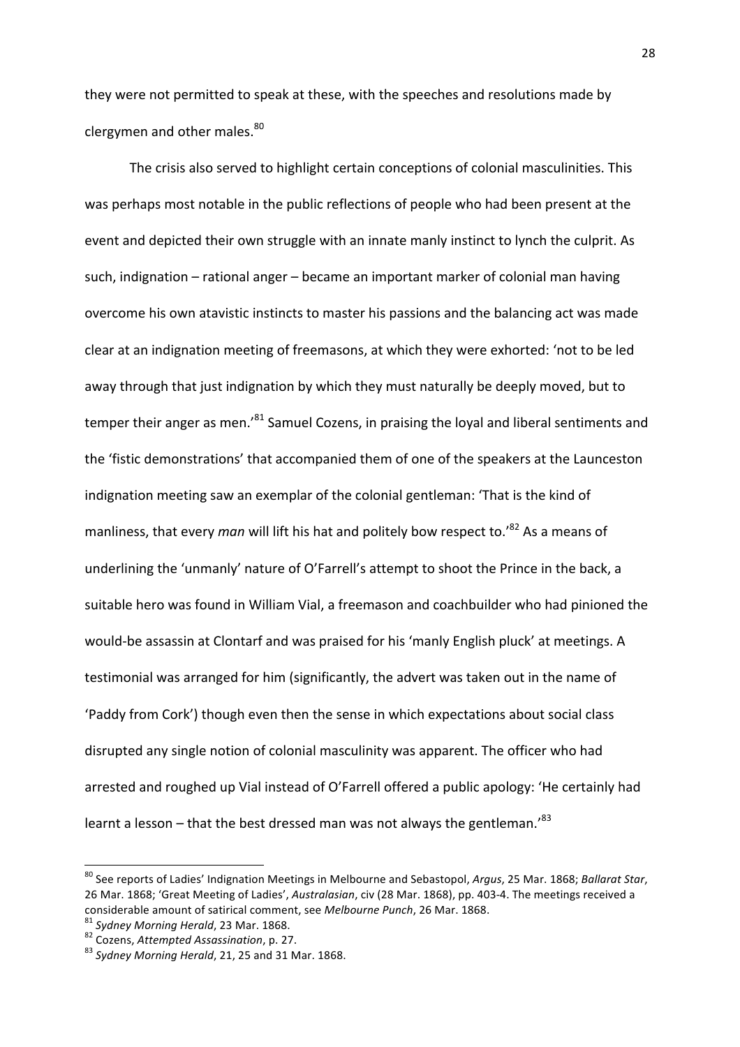they were not permitted to speak at these, with the speeches and resolutions made by clergymen and other males.[80]

The crisis also served to highlight certain conceptions of colonial masculinities. This was perhaps most notable in the public reflections of people who had been present at the event and depicted their own struggle with an innate manly instinct to lynch the culprit. As such, indignation – rational anger – became an important marker of colonial man having overcome his own atavistic instincts to master his passions and the balancing act was made clear at an indignation meeting of freemasons, at which they were exhorted: 'not to be led away through that just indignation by which they must naturally be deeply moved, but to temper their anger as men.'[81] Samuel Cozens, in praising the loyal and liberal sentiments and the 'fistic demonstrations' that accompanied them of one of the speakers at the Launceston indignation meeting saw an exemplar of the colonial gentleman: 'That is the kind of manliness, that every *man* will lift his hat and politely bow respect to.'[82] As a means of underlining the 'unmanly' nature of O'Farrell's attempt to shoot the Prince in the back, a suitable hero was found in William Vial, a freemason and coachbuilder who had pinioned the would-be assassin at Clontarf and was praised for his 'manly English pluck' at meetings. A testimonial was arranged for him (significantly, the advert was taken out in the name of 'Paddy from Cork') though even then the sense in which expectations about social class disrupted any single notion of colonial masculinity was apparent. The officer who had arrested and roughed up Vial instead of O'Farrell offered a public apology: 'He certainly had learnt a lesson – that the best dressed man was not always the gentleman.'[83]

---

[80] See reports of Ladies' Indignation Meetings in Melbourne and Sebastopol, *Argus*, 25 Mar. 1868; *Ballarat Star*, 26 Mar. 1868; 'Great Meeting of Ladies', *Australasian*, civ (28 Mar. 1868), pp. 403-4. The meetings received a considerable amount of satirical comment, see *Melbourne Punch*, 26 Mar. 1868.

[81] *Sydney Morning Herald*, 23 Mar. 1868.

[82] Cozens, *Attempted Assassination*, p. 27.

[83] *Sydney Morning Herald*, 21, 25 and 31 Mar. 1868.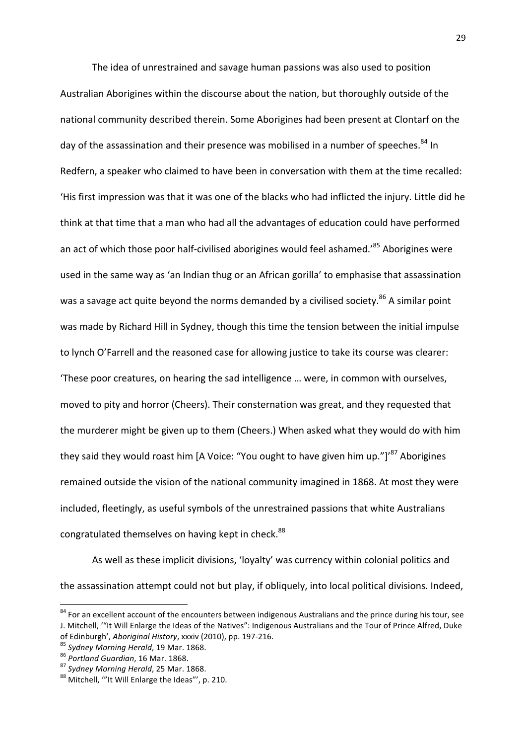The idea of unrestrained and savage human passions was also used to position Australian Aborigines within the discourse about the nation, but thoroughly outside of the national community described therein. Some Aborigines had been present at Clontarf on the day of the assassination and their presence was mobilised in a number of speeches.[84] In Redfern, a speaker who claimed to have been in conversation with them at the time recalled: 'His first impression was that it was one of the blacks who had inflicted the injury. Little did he think at that time that a man who had all the advantages of education could have performed an act of which those poor half-civilised aborigines would feel ashamed.'[85] Aborigines were used in the same way as 'an Indian thug or an African gorilla' to emphasise that assassination was a savage act quite beyond the norms demanded by a civilised society.[86] A similar point was made by Richard Hill in Sydney, though this time the tension between the initial impulse to lynch O'Farrell and the reasoned case for allowing justice to take its course was clearer: 'These poor creatures, on hearing the sad intelligence … were, in common with ourselves, moved to pity and horror (Cheers). Their consternation was great, and they requested that the murderer might be given up to them (Cheers.) When asked what they would do with him they said they would roast him [A Voice: "You ought to have given him up."]'[87] Aborigines remained outside the vision of the national community imagined in 1868. At most they were included, fleetingly, as useful symbols of the unrestrained passions that white Australians congratulated themselves on having kept in check.[88]

As well as these implicit divisions, 'loyalty' was currency within colonial politics and the assassination attempt could not but play, if obliquely, into local political divisions. Indeed,

---

[84] For an excellent account of the encounters between indigenous Australians and the prince during his tour, see J. Mitchell, '"It Will Enlarge the Ideas of the Natives": Indigenous Australians and the Tour of Prince Alfred, Duke of Edinburgh', *Aboriginal History*, xxxiv (2010), pp. 197-216.

[85] *Sydney Morning Herald*, 19 Mar. 1868.

[86] *Portland Guardian*, 16 Mar. 1868.

[87] *Sydney Morning Herald*, 25 Mar. 1868.

[88] Mitchell, '"It Will Enlarge the Ideas"', p. 210.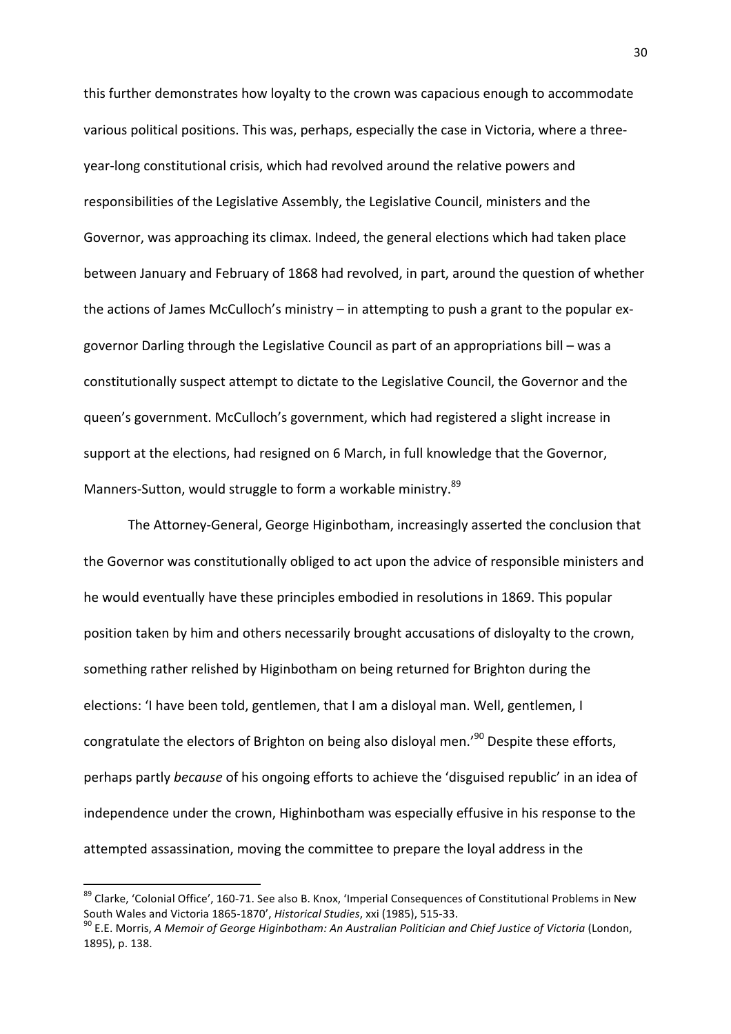this further demonstrates how loyalty to the crown was capacious enough to accommodate various political positions. This was, perhaps, especially the case in Victoria, where a three-year-long constitutional crisis, which had revolved around the relative powers and responsibilities of the Legislative Assembly, the Legislative Council, ministers and the Governor, was approaching its climax. Indeed, the general elections which had taken place between January and February of 1868 had revolved, in part, around the question of whether the actions of James McCulloch's ministry – in attempting to push a grant to the popular ex-governor Darling through the Legislative Council as part of an appropriations bill – was a constitutionally suspect attempt to dictate to the Legislative Council, the Governor and the queen's government. McCulloch's government, which had registered a slight increase in support at the elections, had resigned on 6 March, in full knowledge that the Governor, Manners-Sutton, would struggle to form a workable ministry.[89]

The Attorney-General, George Higinbotham, increasingly asserted the conclusion that the Governor was constitutionally obliged to act upon the advice of responsible ministers and he would eventually have these principles embodied in resolutions in 1869. This popular position taken by him and others necessarily brought accusations of disloyalty to the crown, something rather relished by Higinbotham on being returned for Brighton during the elections: 'I have been told, gentlemen, that I am a disloyal man. Well, gentlemen, I congratulate the electors of Brighton on being also disloyal men.'[90] Despite these efforts, perhaps partly *because* of his ongoing efforts to achieve the 'disguised republic' in an idea of independence under the crown, Highinbotham was especially effusive in his response to the attempted assassination, moving the committee to prepare the loyal address in the

[89] Clarke, 'Colonial Office', 160-71. See also B. Knox, 'Imperial Consequences of Constitutional Problems in New South Wales and Victoria 1865-1870', *Historical Studies*, xxi (1985), 515-33.

[90] E.E. Morris, *A Memoir of George Higinbotham: An Australian Politician and Chief Justice of Victoria* (London, 1895), p. 138.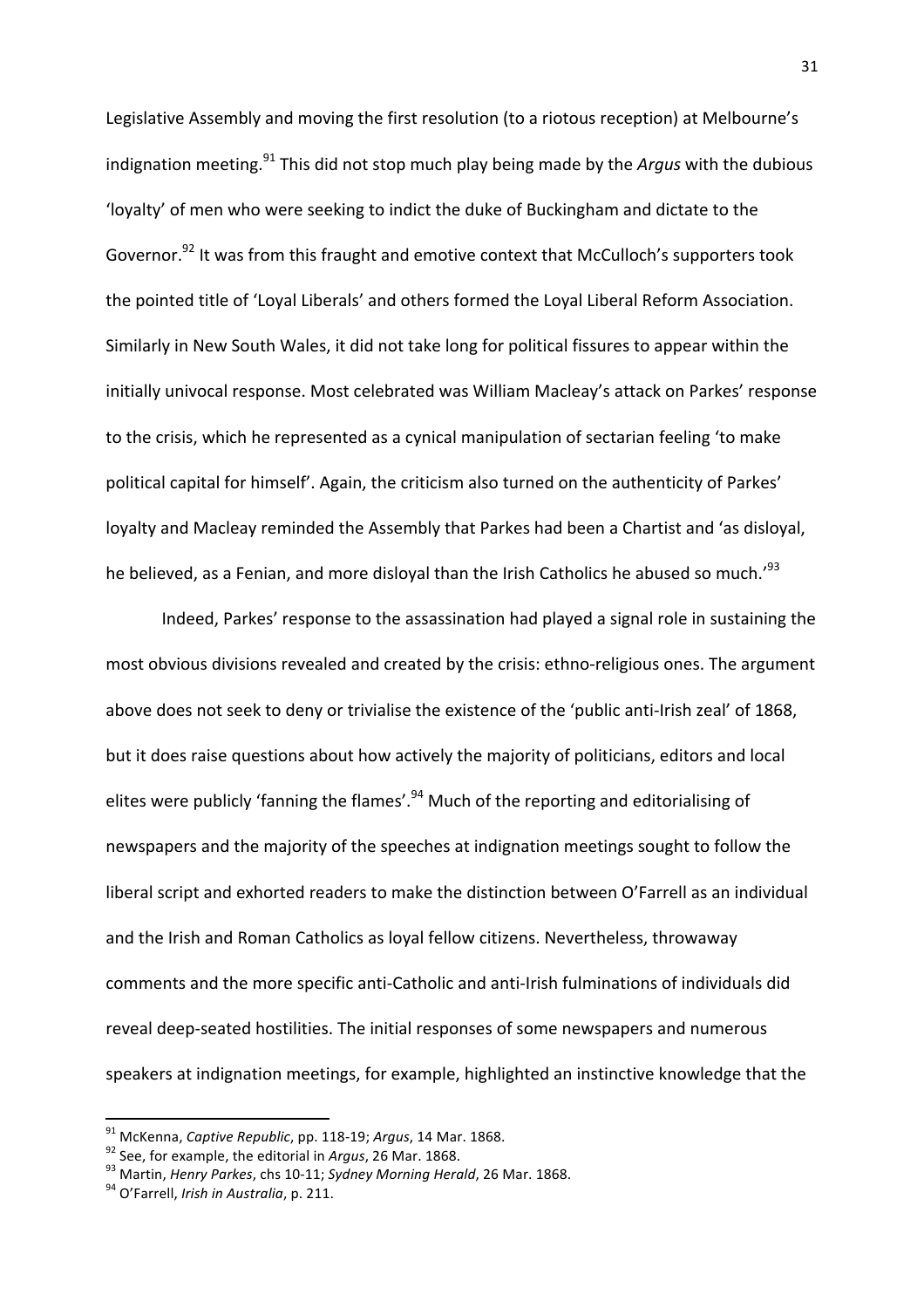Legislative Assembly and moving the first resolution (to a riotous reception) at Melbourne's indignation meeting.[91] This did not stop much play being made by the *Argus* with the dubious 'loyalty' of men who were seeking to indict the duke of Buckingham and dictate to the Governor.[92] It was from this fraught and emotive context that McCulloch's supporters took the pointed title of 'Loyal Liberals' and others formed the Loyal Liberal Reform Association. Similarly in New South Wales, it did not take long for political fissures to appear within the initially univocal response. Most celebrated was William Macleay's attack on Parkes' response to the crisis, which he represented as a cynical manipulation of sectarian feeling 'to make political capital for himself'. Again, the criticism also turned on the authenticity of Parkes' loyalty and Macleay reminded the Assembly that Parkes had been a Chartist and 'as disloyal, he believed, as a Fenian, and more disloyal than the Irish Catholics he abused so much.'[93]

Indeed, Parkes' response to the assassination had played a signal role in sustaining the most obvious divisions revealed and created by the crisis: ethno-religious ones. The argument above does not seek to deny or trivialise the existence of the 'public anti-Irish zeal' of 1868, but it does raise questions about how actively the majority of politicians, editors and local elites were publicly 'fanning the flames'.[94] Much of the reporting and editorialising of newspapers and the majority of the speeches at indignation meetings sought to follow the liberal script and exhorted readers to make the distinction between O'Farrell as an individual and the Irish and Roman Catholics as loyal fellow citizens. Nevertheless, throwaway comments and the more specific anti-Catholic and anti-Irish fulminations of individuals did reveal deep-seated hostilities. The initial responses of some newspapers and numerous speakers at indignation meetings, for example, highlighted an instinctive knowledge that the

---

[91] McKenna, *Captive Republic*, pp. 118-19; *Argus*, 14 Mar. 1868.

[92] See, for example, the editorial in *Argus*, 26 Mar. 1868.

[93] Martin, *Henry Parkes*, chs 10-11; *Sydney Morning Herald*, 26 Mar. 1868.

[94] O'Farrell, *Irish in Australia*, p. 211.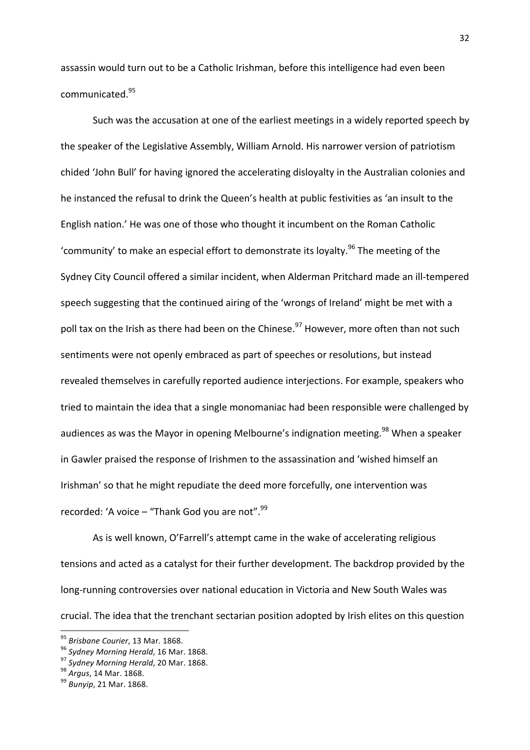assassin would turn out to be a Catholic Irishman, before this intelligence had even been communicated.[95]

Such was the accusation at one of the earliest meetings in a widely reported speech by the speaker of the Legislative Assembly, William Arnold. His narrower version of patriotism chided 'John Bull' for having ignored the accelerating disloyalty in the Australian colonies and he instanced the refusal to drink the Queen's health at public festivities as 'an insult to the English nation.' He was one of those who thought it incumbent on the Roman Catholic 'community' to make an especial effort to demonstrate its loyalty.[96] The meeting of the Sydney City Council offered a similar incident, when Alderman Pritchard made an ill-tempered speech suggesting that the continued airing of the 'wrongs of Ireland' might be met with a poll tax on the Irish as there had been on the Chinese.[97] However, more often than not such sentiments were not openly embraced as part of speeches or resolutions, but instead revealed themselves in carefully reported audience interjections. For example, speakers who tried to maintain the idea that a single monomaniac had been responsible were challenged by audiences as was the Mayor in opening Melbourne's indignation meeting.[98] When a speaker in Gawler praised the response of Irishmen to the assassination and 'wished himself an Irishman' so that he might repudiate the deed more forcefully, one intervention was recorded: 'A voice – "Thank God you are not".[99]

As is well known, O'Farrell's attempt came in the wake of accelerating religious tensions and acted as a catalyst for their further development. The backdrop provided by the long-running controversies over national education in Victoria and New South Wales was crucial. The idea that the trenchant sectarian position adopted by Irish elites on this question

---

[95] *Brisbane Courier*, 13 Mar. 1868.

[96] *Sydney Morning Herald*, 16 Mar. 1868.

[97] *Sydney Morning Herald*, 20 Mar. 1868.

[98] *Argus*, 14 Mar. 1868.

[99] *Bunyip*, 21 Mar. 1868.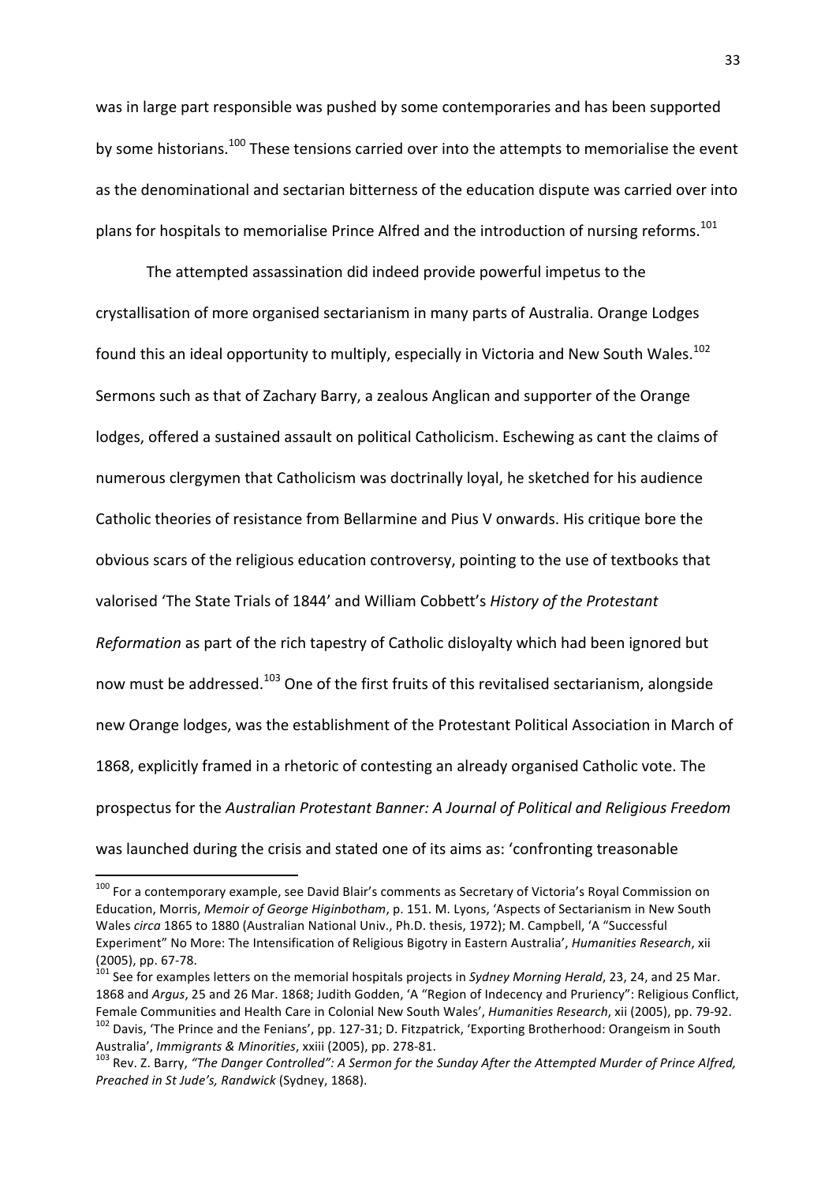was in large part responsible was pushed by some contemporaries and has been supported by some historians.[100] These tensions carried over into the attempts to memorialise the event as the denominational and sectarian bitterness of the education dispute was carried over into plans for hospitals to memorialise Prince Alfred and the introduction of nursing reforms.[101]

The attempted assassination did indeed provide powerful impetus to the crystallisation of more organised sectarianism in many parts of Australia. Orange Lodges found this an ideal opportunity to multiply, especially in Victoria and New South Wales.[102] Sermons such as that of Zachary Barry, a zealous Anglican and supporter of the Orange lodges, offered a sustained assault on political Catholicism. Eschewing as cant the claims of numerous clergymen that Catholicism was doctrinally loyal, he sketched for his audience Catholic theories of resistance from Bellarmine and Pius V onwards. His critique bore the obvious scars of the religious education controversy, pointing to the use of textbooks that valorised 'The State Trials of 1844' and William Cobbett's *History of the Protestant Reformation* as part of the rich tapestry of Catholic disloyalty which had been ignored but now must be addressed.[103] One of the first fruits of this revitalised sectarianism, alongside new Orange lodges, was the establishment of the Protestant Political Association in March of 1868, explicitly framed in a rhetoric of contesting an already organised Catholic vote. The prospectus for the *Australian Protestant Banner: A Journal of Political and Religious Freedom* was launched during the crisis and stated one of its aims as: 'confronting treasonable

---

[100] For a contemporary example, see David Blair's comments as Secretary of Victoria's Royal Commission on Education, Morris, *Memoir of George Higinbotham*, p. 151. M. Lyons, 'Aspects of Sectarianism in New South Wales *circa* 1865 to 1880 (Australian National Univ., Ph.D. thesis, 1972); M. Campbell, 'A "Successful Experiment" No More: The Intensification of Religious Bigotry in Eastern Australia', *Humanities Research*, xii (2005), pp. 67-78.

[101] See for examples letters on the memorial hospitals projects in *Sydney Morning Herald*, 23, 24, and 25 Mar. 1868 and *Argus*, 25 and 26 Mar. 1868; Judith Godden, 'A "Region of Indecency and Pruriency": Religious Conflict, Female Communities and Health Care in Colonial New South Wales', *Humanities Research*, xii (2005), pp. 79-92.

[102] Davis, 'The Prince and the Fenians', pp. 127-31; D. Fitzpatrick, 'Exporting Brotherhood: Orangeism in South Australia', *Immigrants & Minorities*, xxiii (2005), pp. 278-81.

[103] Rev. Z. Barry, *"The Danger Controlled": A Sermon for the Sunday After the Attempted Murder of Prince Alfred, Preached in St Jude's, Randwick* (Sydney, 1868).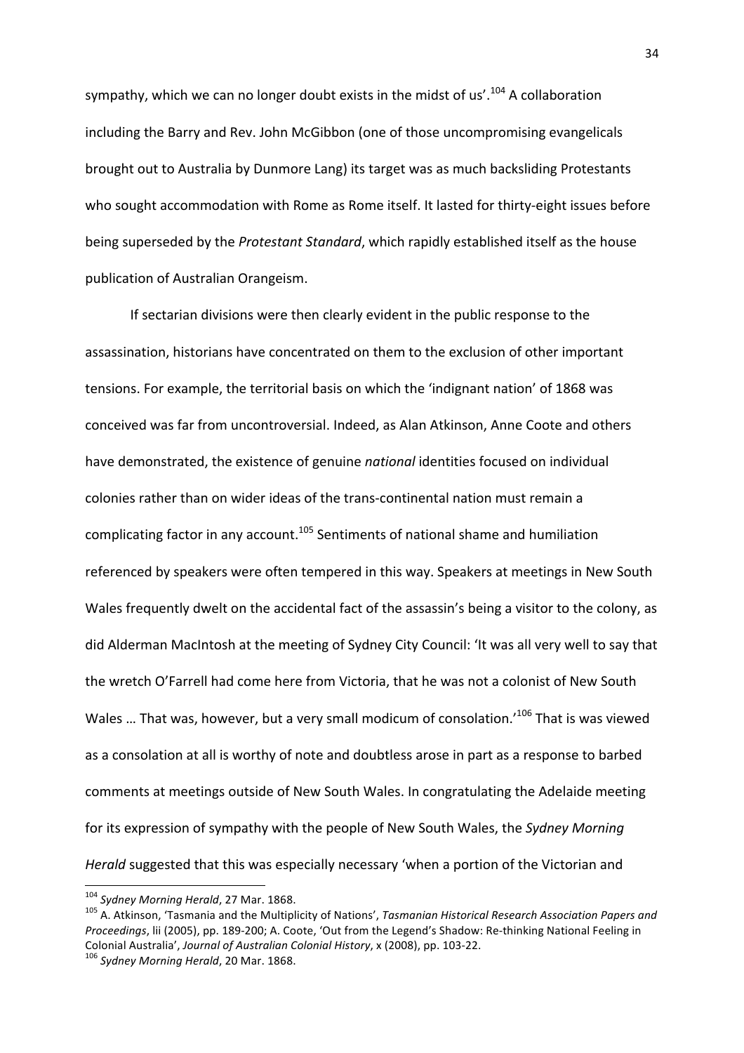sympathy, which we can no longer doubt exists in the midst of us'.[104] A collaboration including the Barry and Rev. John McGibbon (one of those uncompromising evangelicals brought out to Australia by Dunmore Lang) its target was as much backsliding Protestants who sought accommodation with Rome as Rome itself. It lasted for thirty-eight issues before being superseded by the *Protestant Standard*, which rapidly established itself as the house publication of Australian Orangeism.

If sectarian divisions were then clearly evident in the public response to the assassination, historians have concentrated on them to the exclusion of other important tensions. For example, the territorial basis on which the 'indignant nation' of 1868 was conceived was far from uncontroversial. Indeed, as Alan Atkinson, Anne Coote and others have demonstrated, the existence of genuine *national* identities focused on individual colonies rather than on wider ideas of the trans-continental nation must remain a complicating factor in any account.[105] Sentiments of national shame and humiliation referenced by speakers were often tempered in this way. Speakers at meetings in New South Wales frequently dwelt on the accidental fact of the assassin's being a visitor to the colony, as did Alderman MacIntosh at the meeting of Sydney City Council: 'It was all very well to say that the wretch O'Farrell had come here from Victoria, that he was not a colonist of New South Wales … That was, however, but a very small modicum of consolation.'[106] That is was viewed as a consolation at all is worthy of note and doubtless arose in part as a response to barbed comments at meetings outside of New South Wales. In congratulating the Adelaide meeting for its expression of sympathy with the people of New South Wales, the *Sydney Morning Herald* suggested that this was especially necessary 'when a portion of the Victorian and

---

[104] *Sydney Morning Herald*, 27 Mar. 1868.

[105] A. Atkinson, 'Tasmania and the Multiplicity of Nations', *Tasmanian Historical Research Association Papers and Proceedings*, lii (2005), pp. 189-200; A. Coote, 'Out from the Legend's Shadow: Re-thinking National Feeling in Colonial Australia', *Journal of Australian Colonial History*, x (2008), pp. 103-22.

[106] *Sydney Morning Herald*, 20 Mar. 1868.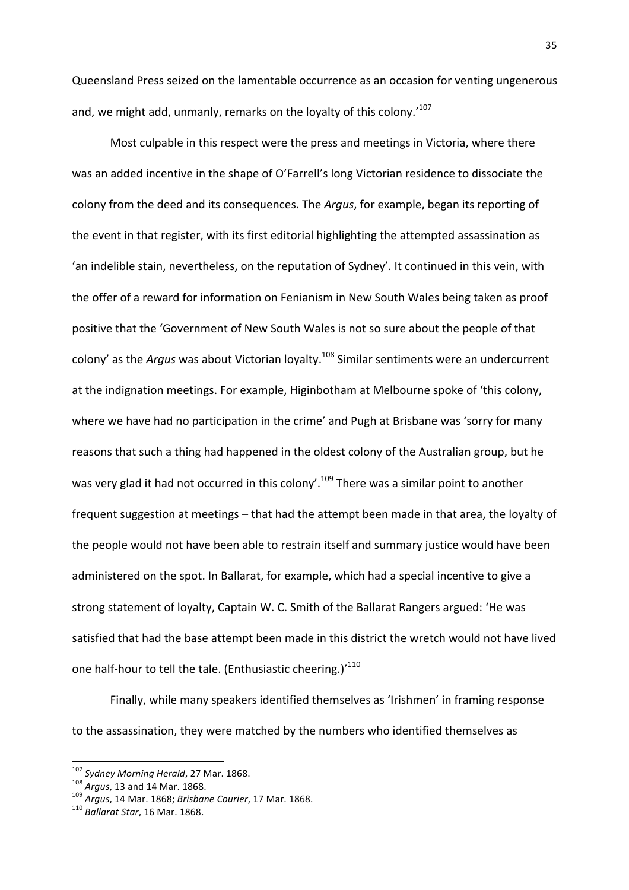Queensland Press seized on the lamentable occurrence as an occasion for venting ungenerous and, we might add, unmanly, remarks on the loyalty of this colony.'[107]

Most culpable in this respect were the press and meetings in Victoria, where there was an added incentive in the shape of O'Farrell's long Victorian residence to dissociate the colony from the deed and its consequences. The *Argus*, for example, began its reporting of the event in that register, with its first editorial highlighting the attempted assassination as 'an indelible stain, nevertheless, on the reputation of Sydney'. It continued in this vein, with the offer of a reward for information on Fenianism in New South Wales being taken as proof positive that the 'Government of New South Wales is not so sure about the people of that colony' as the *Argus* was about Victorian loyalty.[108] Similar sentiments were an undercurrent at the indignation meetings. For example, Higinbotham at Melbourne spoke of 'this colony, where we have had no participation in the crime' and Pugh at Brisbane was 'sorry for many reasons that such a thing had happened in the oldest colony of the Australian group, but he was very glad it had not occurred in this colony'.[109] There was a similar point to another frequent suggestion at meetings – that had the attempt been made in that area, the loyalty of the people would not have been able to restrain itself and summary justice would have been administered on the spot. In Ballarat, for example, which had a special incentive to give a strong statement of loyalty, Captain W. C. Smith of the Ballarat Rangers argued: 'He was satisfied that had the base attempt been made in this district the wretch would not have lived one half-hour to tell the tale. (Enthusiastic cheering.)'[110]

Finally, while many speakers identified themselves as 'Irishmen' in framing response to the assassination, they were matched by the numbers who identified themselves as

---

[107] *Sydney Morning Herald*, 27 Mar. 1868.

[108] *Argus*, 13 and 14 Mar. 1868.

[109] *Argus*, 14 Mar. 1868; *Brisbane Courier*, 17 Mar. 1868.

[110] *Ballarat Star*, 16 Mar. 1868.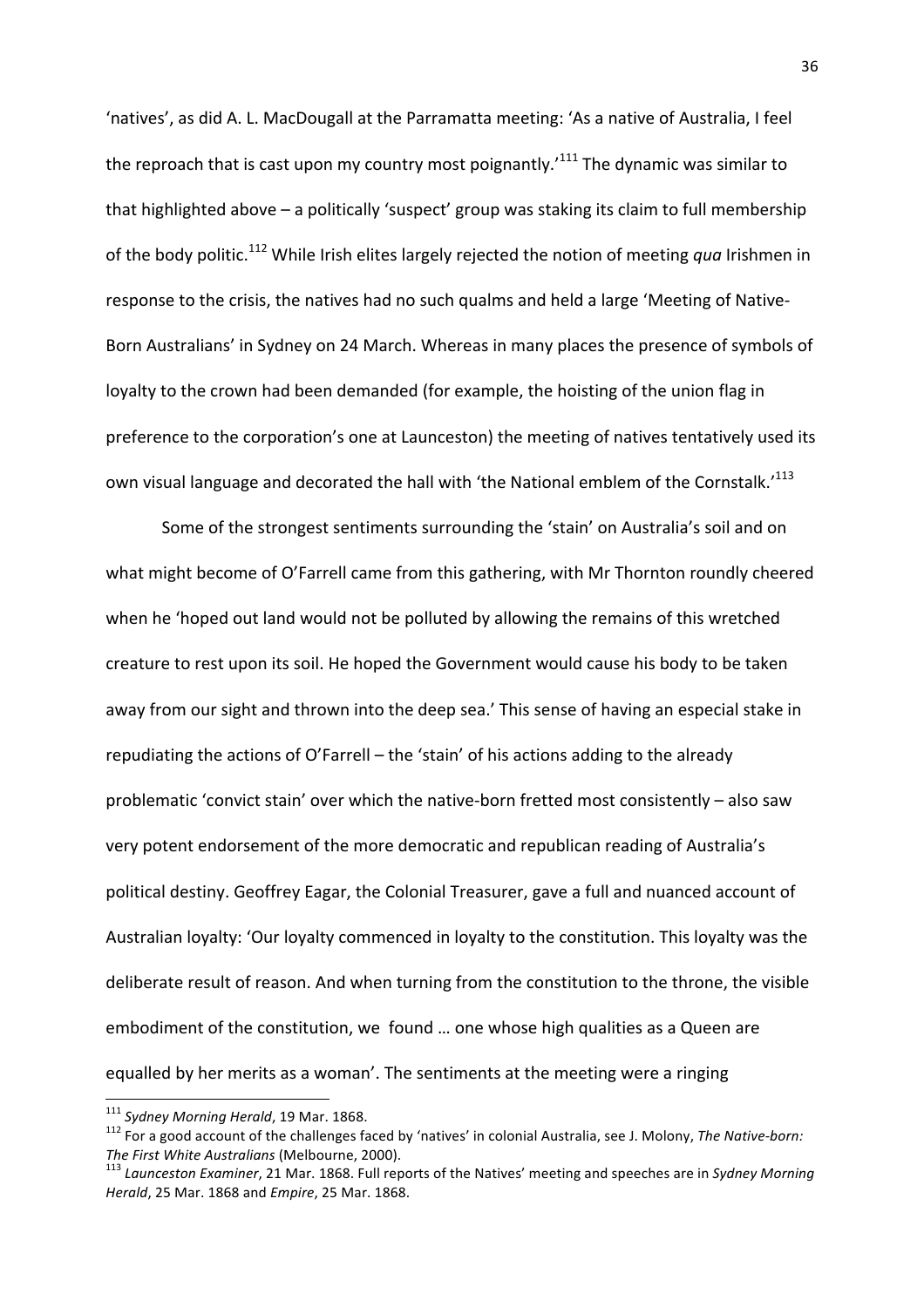'natives', as did A. L. MacDougall at the Parramatta meeting: 'As a native of Australia, I feel the reproach that is cast upon my country most poignantly.'[111] The dynamic was similar to that highlighted above – a politically 'suspect' group was staking its claim to full membership of the body politic.[112] While Irish elites largely rejected the notion of meeting *qua* Irishmen in response to the crisis, the natives had no such qualms and held a large 'Meeting of Native-Born Australians' in Sydney on 24 March. Whereas in many places the presence of symbols of loyalty to the crown had been demanded (for example, the hoisting of the union flag in preference to the corporation's one at Launceston) the meeting of natives tentatively used its own visual language and decorated the hall with 'the National emblem of the Cornstalk.'[113]

Some of the strongest sentiments surrounding the 'stain' on Australia's soil and on what might become of O'Farrell came from this gathering, with Mr Thornton roundly cheered when he 'hoped out land would not be polluted by allowing the remains of this wretched creature to rest upon its soil. He hoped the Government would cause his body to be taken away from our sight and thrown into the deep sea.' This sense of having an especial stake in repudiating the actions of O'Farrell – the 'stain' of his actions adding to the already problematic 'convict stain' over which the native-born fretted most consistently – also saw very potent endorsement of the more democratic and republican reading of Australia's political destiny. Geoffrey Eagar, the Colonial Treasurer, gave a full and nuanced account of Australian loyalty: 'Our loyalty commenced in loyalty to the constitution. This loyalty was the deliberate result of reason. And when turning from the constitution to the throne, the visible embodiment of the constitution, we found … one whose high qualities as a Queen are equalled by her merits as a woman'. The sentiments at the meeting were a ringing

---

[111] *Sydney Morning Herald*, 19 Mar. 1868.

[112] For a good account of the challenges faced by 'natives' in colonial Australia, see J. Molony, *The Native-born: The First White Australians* (Melbourne, 2000).

[113] *Launceston Examiner*, 21 Mar. 1868. Full reports of the Natives' meeting and speeches are in *Sydney Morning Herald*, 25 Mar. 1868 and *Empire*, 25 Mar. 1868.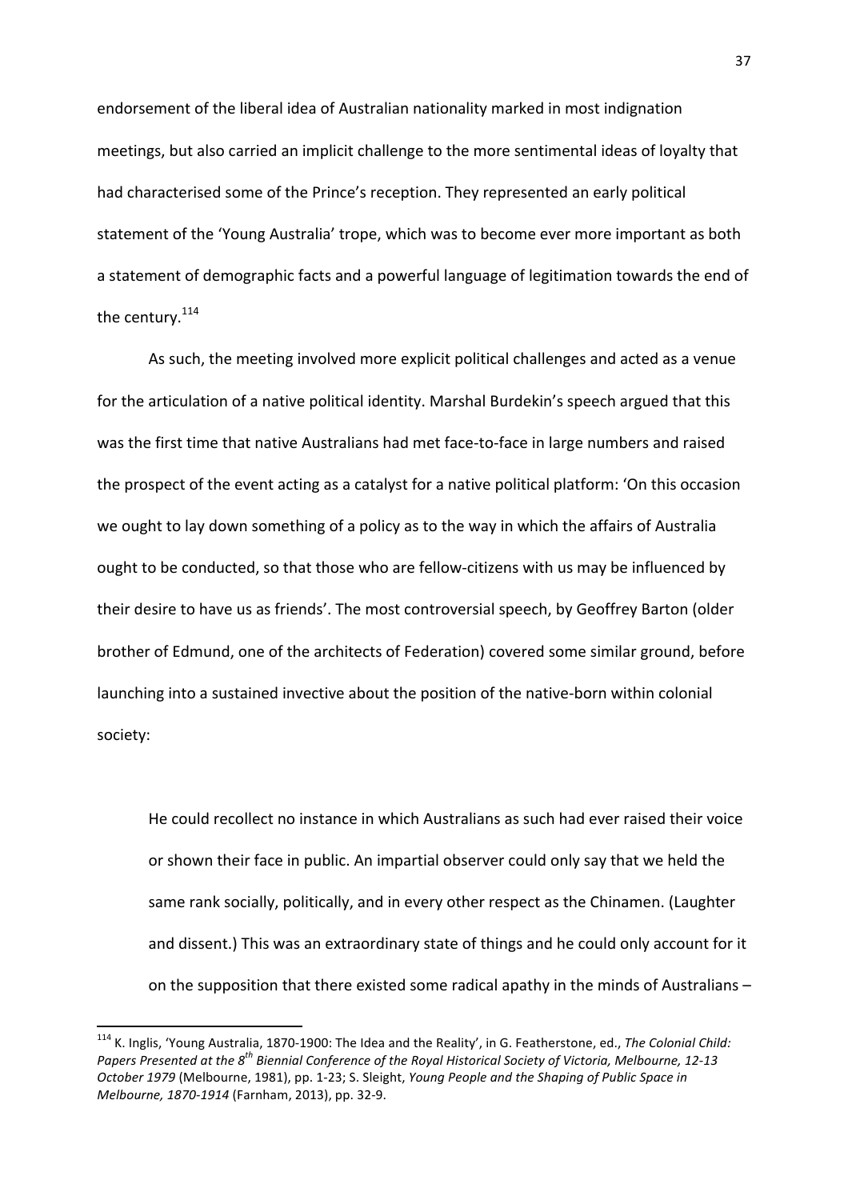endorsement of the liberal idea of Australian nationality marked in most indignation meetings, but also carried an implicit challenge to the more sentimental ideas of loyalty that had characterised some of the Prince's reception. They represented an early political statement of the 'Young Australia' trope, which was to become ever more important as both a statement of demographic facts and a powerful language of legitimation towards the end of the century.[114]

As such, the meeting involved more explicit political challenges and acted as a venue for the articulation of a native political identity. Marshal Burdekin's speech argued that this was the first time that native Australians had met face-to-face in large numbers and raised the prospect of the event acting as a catalyst for a native political platform: 'On this occasion we ought to lay down something of a policy as to the way in which the affairs of Australia ought to be conducted, so that those who are fellow-citizens with us may be influenced by their desire to have us as friends'. The most controversial speech, by Geoffrey Barton (older brother of Edmund, one of the architects of Federation) covered some similar ground, before launching into a sustained invective about the position of the native-born within colonial society:

> He could recollect no instance in which Australians as such had ever raised their voice or shown their face in public. An impartial observer could only say that we held the same rank socially, politically, and in every other respect as the Chinamen. (Laughter and dissent.) This was an extraordinary state of things and he could only account for it on the supposition that there existed some radical apathy in the minds of Australians –

---

[114] K. Inglis, 'Young Australia, 1870-1900: The Idea and the Reality', in G. Featherstone, ed., *The Colonial Child: Papers Presented at the 8th Biennial Conference of the Royal Historical Society of Victoria, Melbourne, 12-13 October 1979* (Melbourne, 1981), pp. 1-23; S. Sleight, *Young People and the Shaping of Public Space in Melbourne, 1870-1914* (Farnham, 2013), pp. 32-9.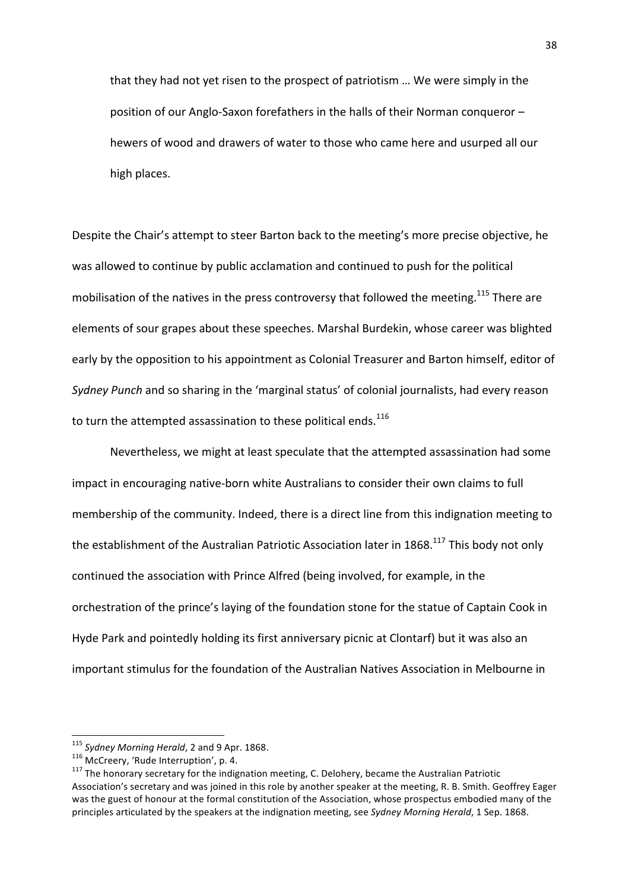> that they had not yet risen to the prospect of patriotism … We were simply in the position of our Anglo-Saxon forefathers in the halls of their Norman conqueror – hewers of wood and drawers of water to those who came here and usurped all our high places.

Despite the Chair's attempt to steer Barton back to the meeting's more precise objective, he was allowed to continue by public acclamation and continued to push for the political mobilisation of the natives in the press controversy that followed the meeting.[115] There are elements of sour grapes about these speeches. Marshal Burdekin, whose career was blighted early by the opposition to his appointment as Colonial Treasurer and Barton himself, editor of *Sydney Punch* and so sharing in the 'marginal status' of colonial journalists, had every reason to turn the attempted assassination to these political ends.[116]

Nevertheless, we might at least speculate that the attempted assassination had some impact in encouraging native-born white Australians to consider their own claims to full membership of the community. Indeed, there is a direct line from this indignation meeting to the establishment of the Australian Patriotic Association later in 1868.[117] This body not only continued the association with Prince Alfred (being involved, for example, in the orchestration of the prince's laying of the foundation stone for the statue of Captain Cook in Hyde Park and pointedly holding its first anniversary picnic at Clontarf) but it was also an important stimulus for the foundation of the Australian Natives Association in Melbourne in

---

[115] *Sydney Morning Herald*, 2 and 9 Apr. 1868.

[116] McCreery, 'Rude Interruption', p. 4.

[117] The honorary secretary for the indignation meeting, C. Delohery, became the Australian Patriotic Association's secretary and was joined in this role by another speaker at the meeting, R. B. Smith. Geoffrey Eager was the guest of honour at the formal constitution of the Association, whose prospectus embodied many of the principles articulated by the speakers at the indignation meeting, see *Sydney Morning Herald*, 1 Sep. 1868.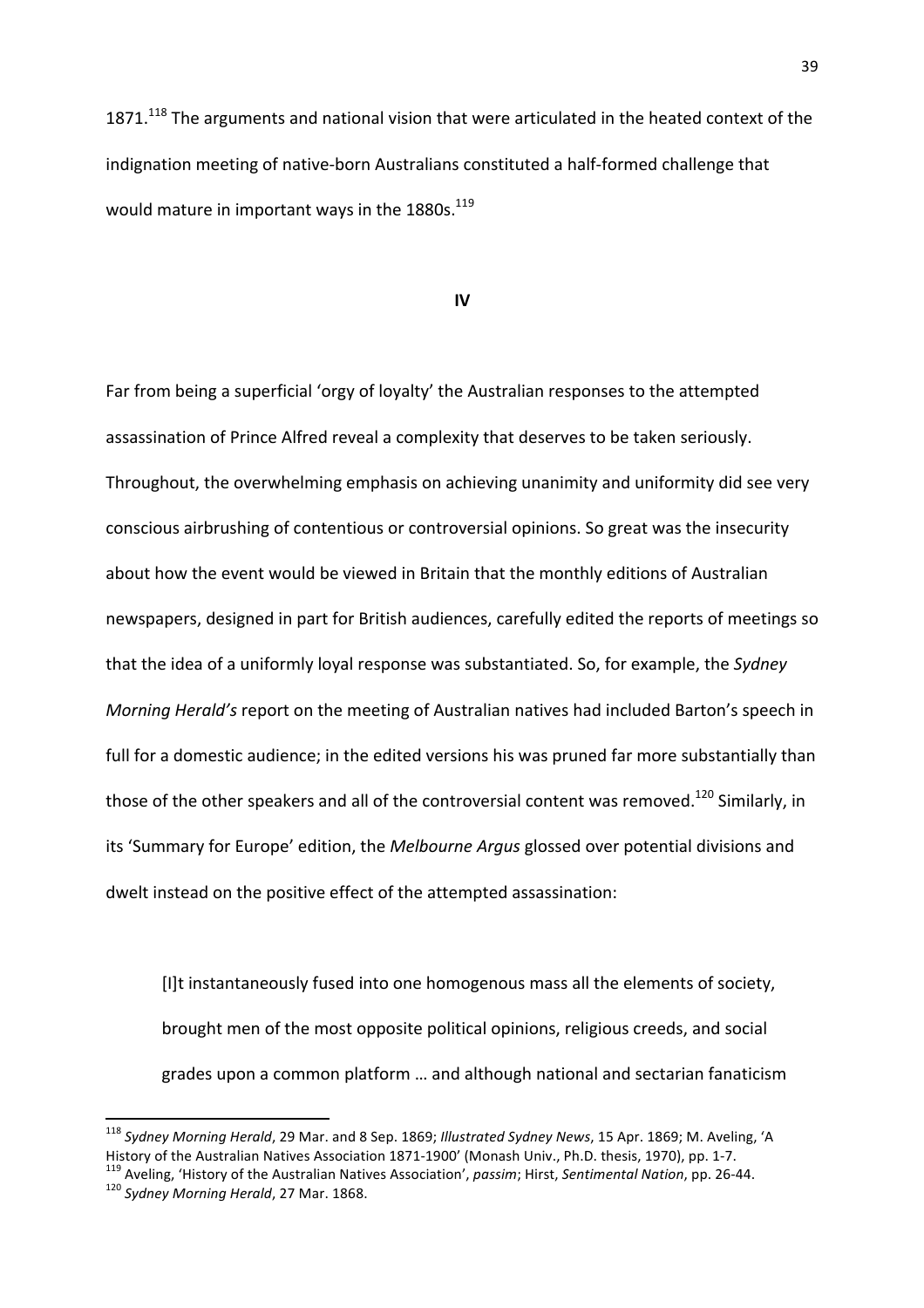1871.[118] The arguments and national vision that were articulated in the heated context of the indignation meeting of native-born Australians constituted a half-formed challenge that would mature in important ways in the 1880s.[119]

## IV

Far from being a superficial 'orgy of loyalty' the Australian responses to the attempted assassination of Prince Alfred reveal a complexity that deserves to be taken seriously. Throughout, the overwhelming emphasis on achieving unanimity and uniformity did see very conscious airbrushing of contentious or controversial opinions. So great was the insecurity about how the event would be viewed in Britain that the monthly editions of Australian newspapers, designed in part for British audiences, carefully edited the reports of meetings so that the idea of a uniformly loyal response was substantiated. So, for example, the *Sydney Morning Herald's* report on the meeting of Australian natives had included Barton's speech in full for a domestic audience; in the edited versions his was pruned far more substantially than those of the other speakers and all of the controversial content was removed.[120] Similarly, in its 'Summary for Europe' edition, the *Melbourne Argus* glossed over potential divisions and dwelt instead on the positive effect of the attempted assassination:

> [I]t instantaneously fused into one homogenous mass all the elements of society, brought men of the most opposite political opinions, religious creeds, and social grades upon a common platform … and although national and sectarian fanaticism

---

[118] *Sydney Morning Herald*, 29 Mar. and 8 Sep. 1869; *Illustrated Sydney News*, 15 Apr. 1869; M. Aveling, 'A History of the Australian Natives Association 1871-1900' (Monash Univ., Ph.D. thesis, 1970), pp. 1-7.

[119] Aveling, 'History of the Australian Natives Association', *passim*; Hirst, *Sentimental Nation*, pp. 26-44.

[120] *Sydney Morning Herald*, 27 Mar. 1868.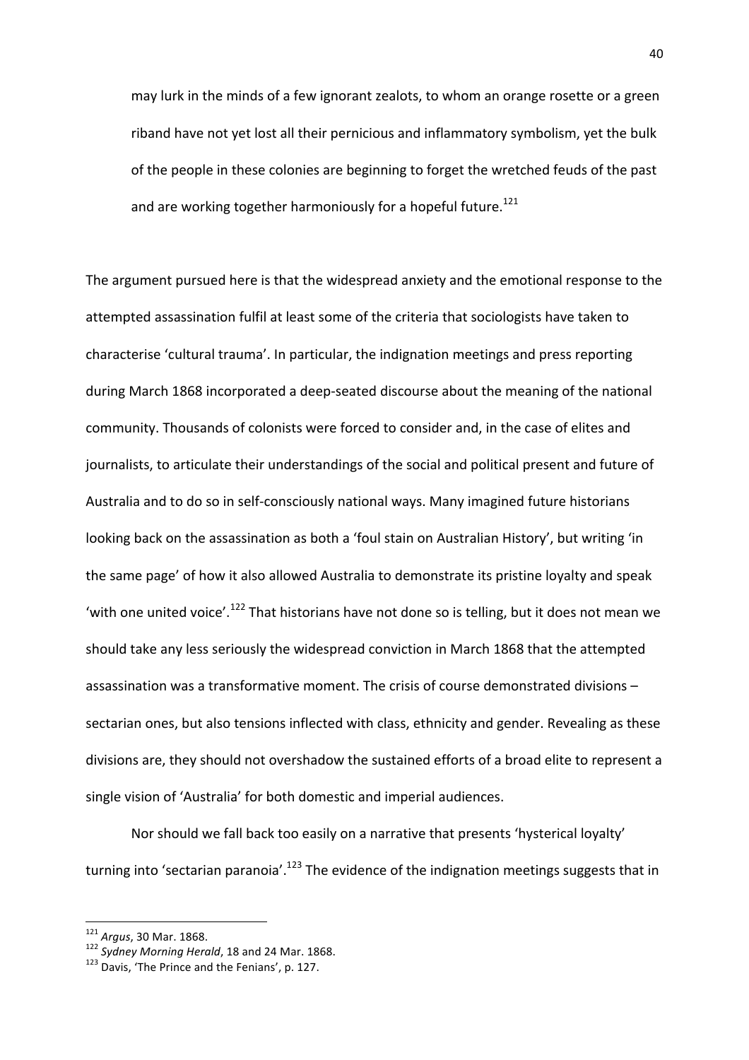> may lurk in the minds of a few ignorant zealots, to whom an orange rosette or a green riband have not yet lost all their pernicious and inflammatory symbolism, yet the bulk of the people in these colonies are beginning to forget the wretched feuds of the past and are working together harmoniously for a hopeful future.[121]

The argument pursued here is that the widespread anxiety and the emotional response to the attempted assassination fulfil at least some of the criteria that sociologists have taken to characterise 'cultural trauma'. In particular, the indignation meetings and press reporting during March 1868 incorporated a deep-seated discourse about the meaning of the national community. Thousands of colonists were forced to consider and, in the case of elites and journalists, to articulate their understandings of the social and political present and future of Australia and to do so in self-consciously national ways. Many imagined future historians looking back on the assassination as both a 'foul stain on Australian History', but writing 'in the same page' of how it also allowed Australia to demonstrate its pristine loyalty and speak 'with one united voice'.[122] That historians have not done so is telling, but it does not mean we should take any less seriously the widespread conviction in March 1868 that the attempted assassination was a transformative moment. The crisis of course demonstrated divisions – sectarian ones, but also tensions inflected with class, ethnicity and gender. Revealing as these divisions are, they should not overshadow the sustained efforts of a broad elite to represent a single vision of 'Australia' for both domestic and imperial audiences.

Nor should we fall back too easily on a narrative that presents 'hysterical loyalty' turning into 'sectarian paranoia'.[123] The evidence of the indignation meetings suggests that in

[121] *Argus*, 30 Mar. 1868.

[122] *Sydney Morning Herald*, 18 and 24 Mar. 1868.

[123] Davis, 'The Prince and the Fenians', p. 127.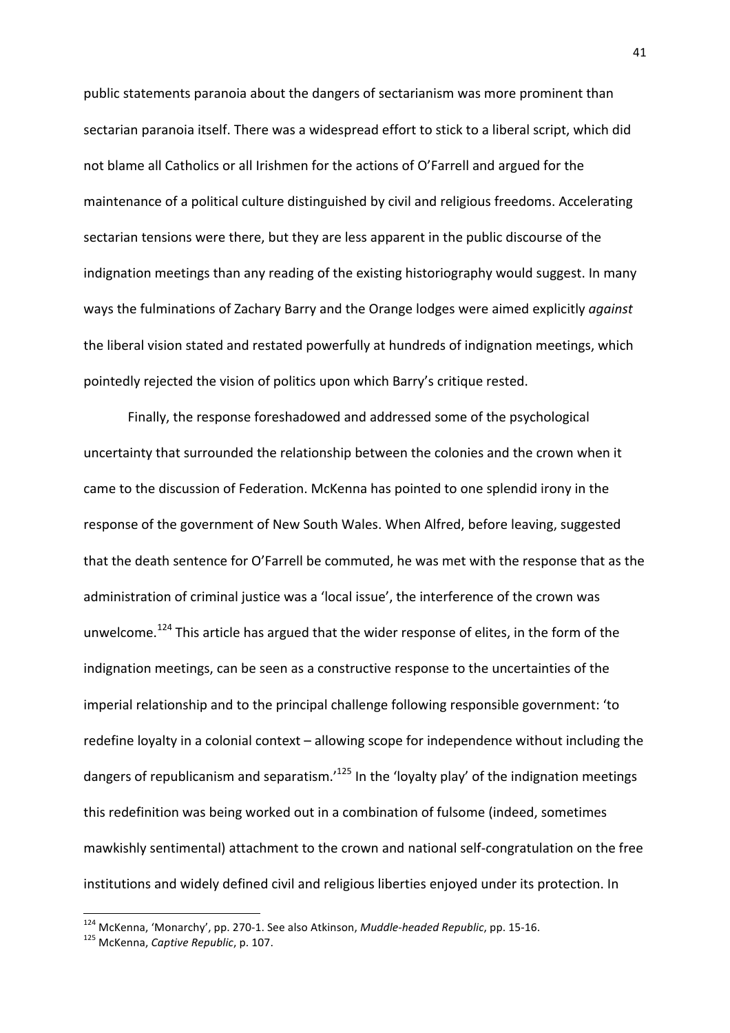public statements paranoia about the dangers of sectarianism was more prominent than sectarian paranoia itself. There was a widespread effort to stick to a liberal script, which did not blame all Catholics or all Irishmen for the actions of O'Farrell and argued for the maintenance of a political culture distinguished by civil and religious freedoms. Accelerating sectarian tensions were there, but they are less apparent in the public discourse of the indignation meetings than any reading of the existing historiography would suggest. In many ways the fulminations of Zachary Barry and the Orange lodges were aimed explicitly *against* the liberal vision stated and restated powerfully at hundreds of indignation meetings, which pointedly rejected the vision of politics upon which Barry's critique rested.

Finally, the response foreshadowed and addressed some of the psychological uncertainty that surrounded the relationship between the colonies and the crown when it came to the discussion of Federation. McKenna has pointed to one splendid irony in the response of the government of New South Wales. When Alfred, before leaving, suggested that the death sentence for O'Farrell be commuted, he was met with the response that as the administration of criminal justice was a 'local issue', the interference of the crown was unwelcome.[124] This article has argued that the wider response of elites, in the form of the indignation meetings, can be seen as a constructive response to the uncertainties of the imperial relationship and to the principal challenge following responsible government: 'to redefine loyalty in a colonial context – allowing scope for independence without including the dangers of republicanism and separatism.'[125] In the 'loyalty play' of the indignation meetings this redefinition was being worked out in a combination of fulsome (indeed, sometimes mawkishly sentimental) attachment to the crown and national self-congratulation on the free institutions and widely defined civil and religious liberties enjoyed under its protection. In

---

[124] McKenna, 'Monarchy', pp. 270-1. See also Atkinson, *Muddle-headed Republic*, pp. 15-16.

[125] McKenna, *Captive Republic*, p. 107.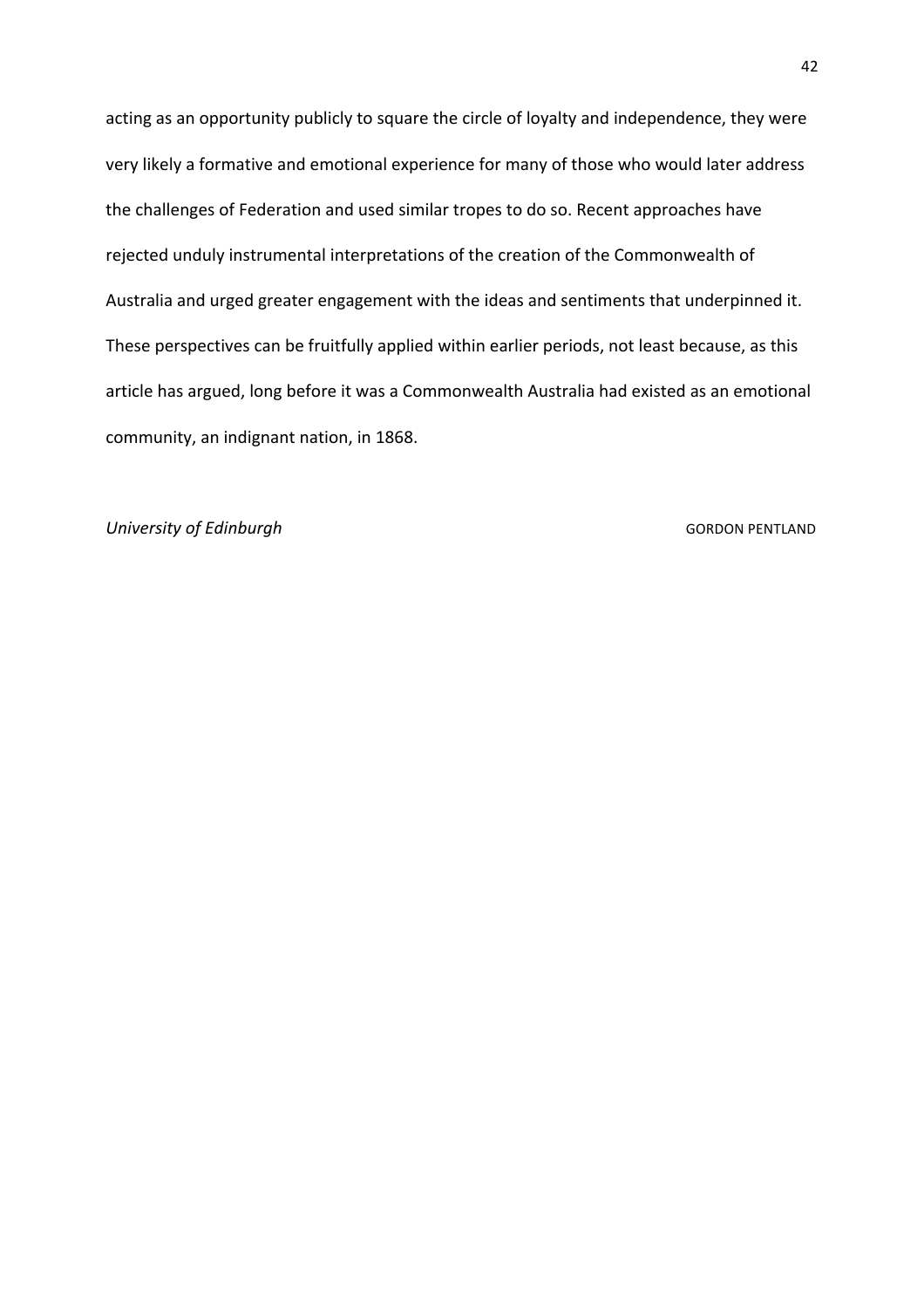acting as an opportunity publicly to square the circle of loyalty and independence, they were very likely a formative and emotional experience for many of those who would later address the challenges of Federation and used similar tropes to do so. Recent approaches have rejected unduly instrumental interpretations of the creation of the Commonwealth of Australia and urged greater engagement with the ideas and sentiments that underpinned it. These perspectives can be fruitfully applied within earlier periods, not least because, as this article has argued, long before it was a Commonwealth Australia had existed as an emotional community, an indignant nation, in 1868.

*University of Edinburgh* GORDON PENTLAND